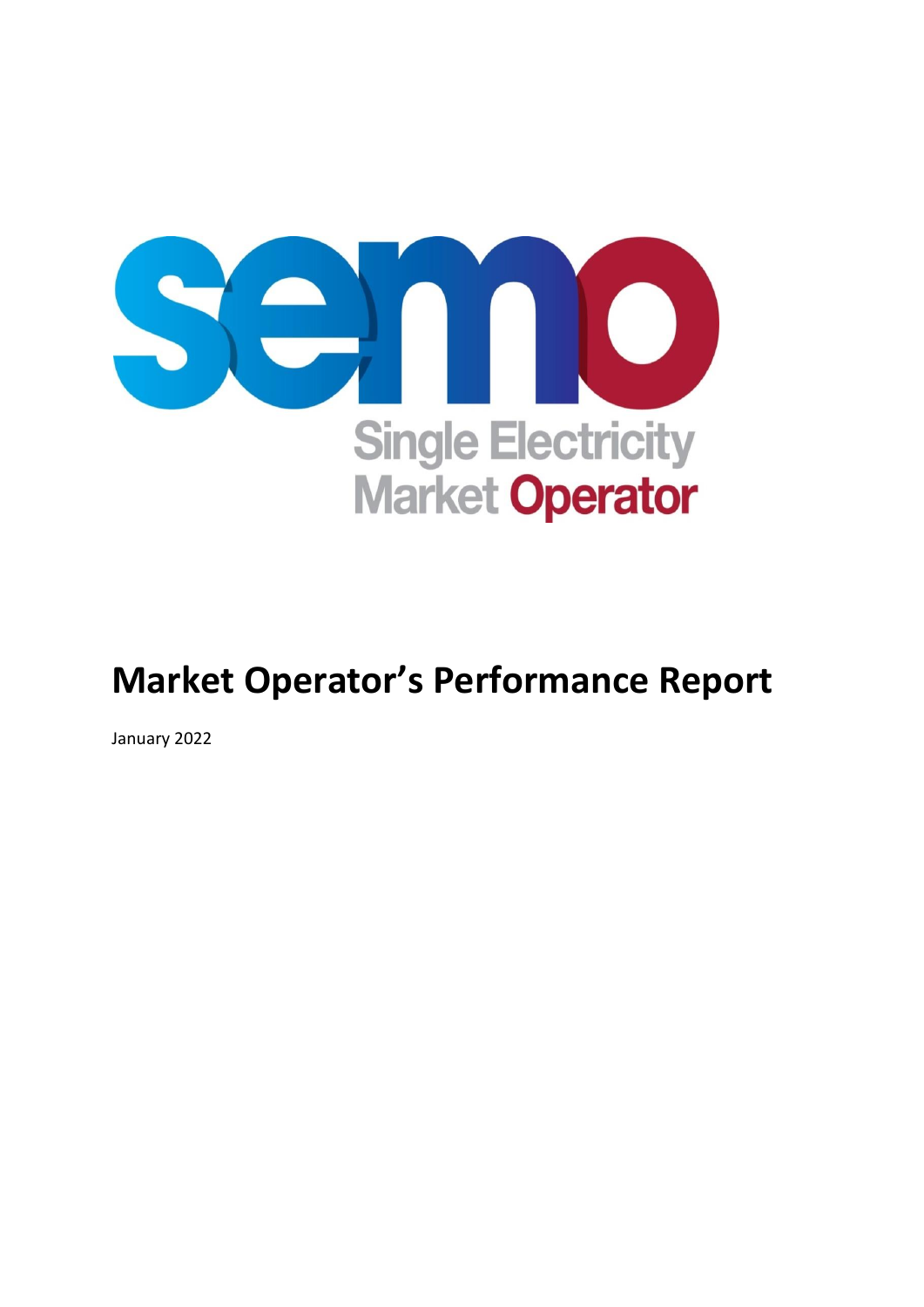# Market Operator's Performance Report

January 2022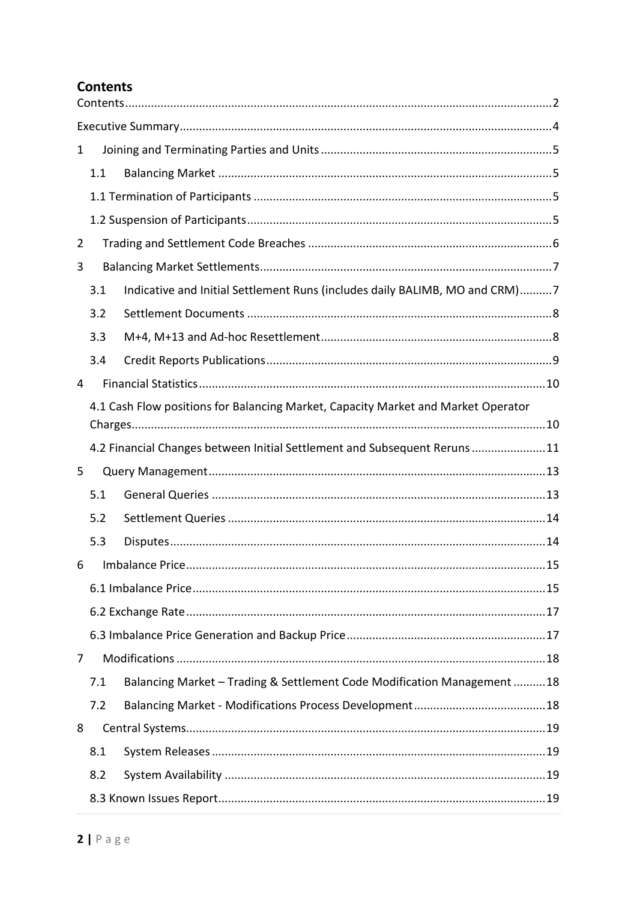## Contents

Contents....................2

Executive Summary....................4

1 Joining and Terminating Parties and Units....................5

- 1.1 Balancing Market....................5
- 1.1 Termination of Participants....................5
- 1.2 Suspension of Participants....................5

2 Trading and Settlement Code Breaches....................6

3 Balancing Market Settlements....................7

- 3.1 Indicative and Initial Settlement Runs (includes daily BALIMB, MO and CRM)....................7
- 3.2 Settlement Documents....................8
- 3.3 M+4, M+13 and Ad-hoc Resettlement....................8
- 3.4 Credit Reports Publications....................9

4 Financial Statistics....................10

- 4.1 Cash Flow positions for Balancing Market, Capacity Market and Market Operator Charges....................10
- 4.2 Financial Changes between Initial Settlement and Subsequent Reruns....................11

5 Query Management....................13

- 5.1 General Queries....................13
- 5.2 Settlement Queries....................14
- 5.3 Disputes....................14

6 Imbalance Price....................15

- 6.1 Imbalance Price....................15
- 6.2 Exchange Rate....................17
- 6.3 Imbalance Price Generation and Backup Price....................17

7 Modifications....................18

- 7.1 Balancing Market – Trading & Settlement Code Modification Management....................18
- 7.2 Balancing Market - Modifications Process Development....................18

8 Central Systems....................19

- 8.1 System Releases....................19
- 8.2 System Availability....................19
- 8.3 Known Issues Report....................19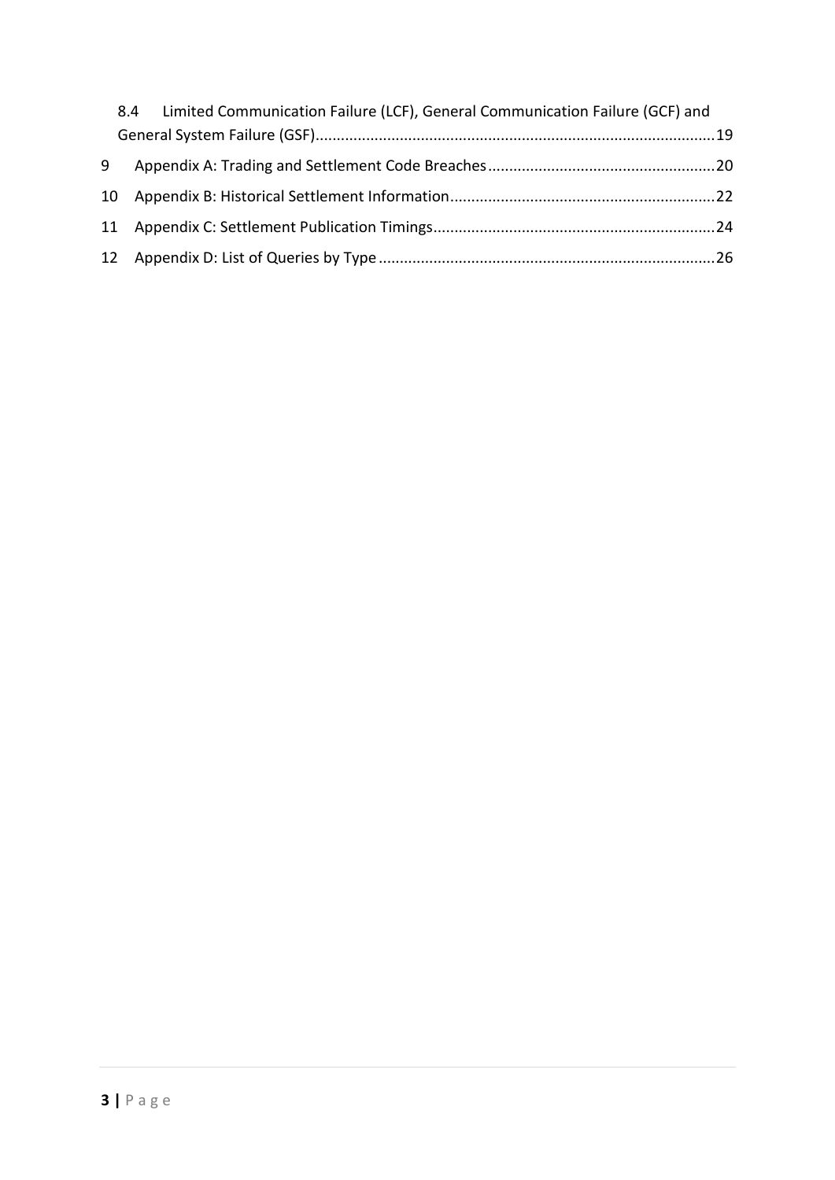8.4 Limited Communication Failure (LCF), General Communication Failure (GCF) and General System Failure (GSF)....19

9 Appendix A: Trading and Settlement Code Breaches....20

10 Appendix B: Historical Settlement Information....22

11 Appendix C: Settlement Publication Timings....24

12 Appendix D: List of Queries by Type....26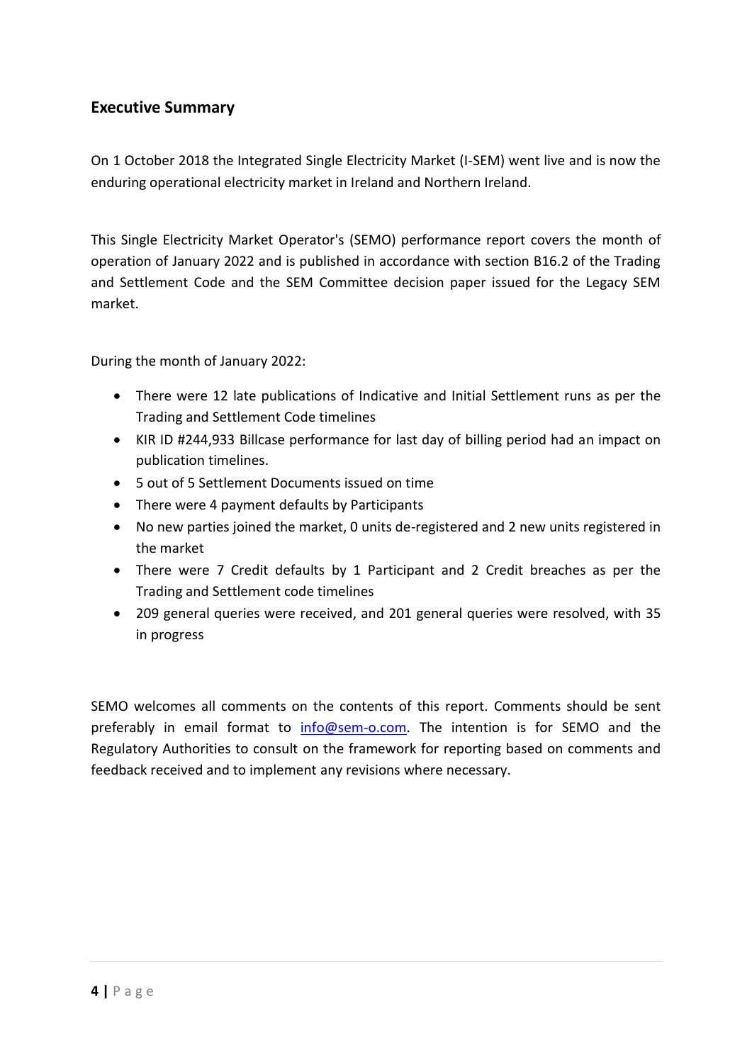## Executive Summary

On 1 October 2018 the Integrated Single Electricity Market (I-SEM) went live and is now the enduring operational electricity market in Ireland and Northern Ireland.

This Single Electricity Market Operator's (SEMO) performance report covers the month of operation of January 2022 and is published in accordance with section B16.2 of the Trading and Settlement Code and the SEM Committee decision paper issued for the Legacy SEM market.

During the month of January 2022:

- There were 12 late publications of Indicative and Initial Settlement runs as per the Trading and Settlement Code timelines
- KIR ID #244,933 Billcase performance for last day of billing period had an impact on publication timelines.
- 5 out of 5 Settlement Documents issued on time
- There were 4 payment defaults by Participants
- No new parties joined the market, 0 units de-registered and 2 new units registered in the market
- There were 7 Credit defaults by 1 Participant and 2 Credit breaches as per the Trading and Settlement code timelines
- 209 general queries were received, and 201 general queries were resolved, with 35 in progress

SEMO welcomes all comments on the contents of this report. Comments should be sent preferably in email format to info@sem-o.com. The intention is for SEMO and the Regulatory Authorities to consult on the framework for reporting based on comments and feedback received and to implement any revisions where necessary.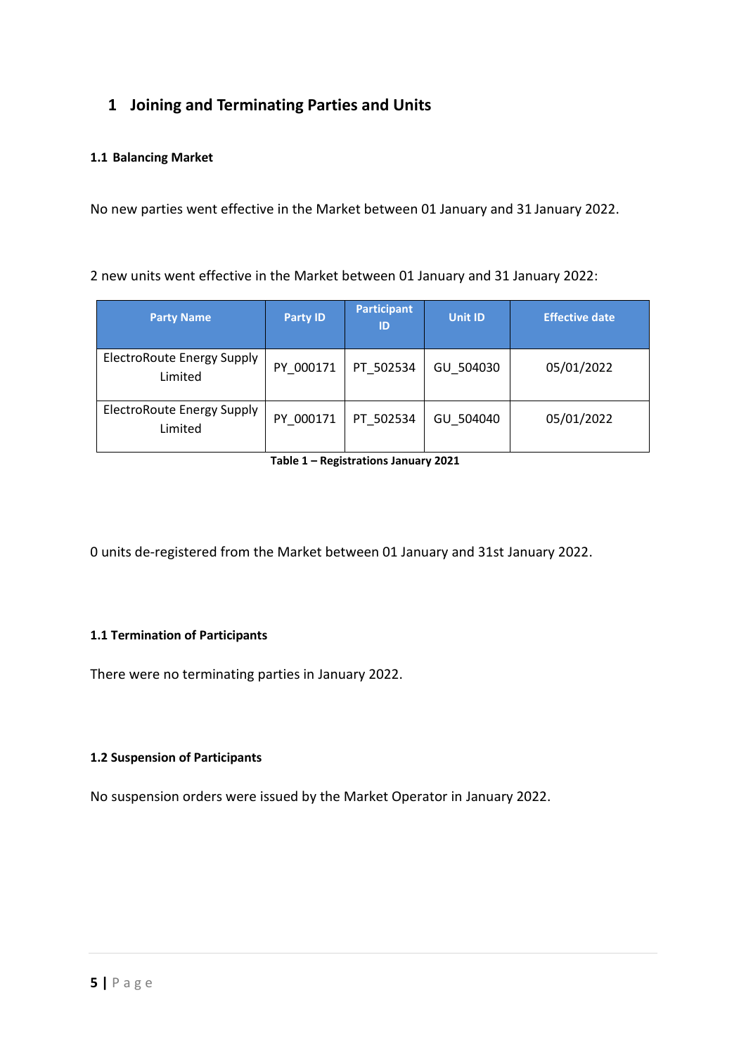# 1 Joining and Terminating Parties and Units

### 1.1 Balancing Market

No new parties went effective in the Market between 01 January and 31 January 2022.

2 new units went effective in the Market between 01 January and 31 January 2022:

| Party Name | Party ID | Participant ID | Unit ID | Effective date |
|---|---|---|---|---|
| ElectroRoute Energy Supply Limited | PY_000171 | PT_502534 | GU_504030 | 05/01/2022 |
| ElectroRoute Energy Supply Limited | PY_000171 | PT_502534 | GU_504040 | 05/01/2022 |

**Table 1 – Registrations January 2021**

0 units de-registered from the Market between 01 January and 31st January 2022.

### 1.1 Termination of Participants

There were no terminating parties in January 2022.

### 1.2 Suspension of Participants

No suspension orders were issued by the Market Operator in January 2022.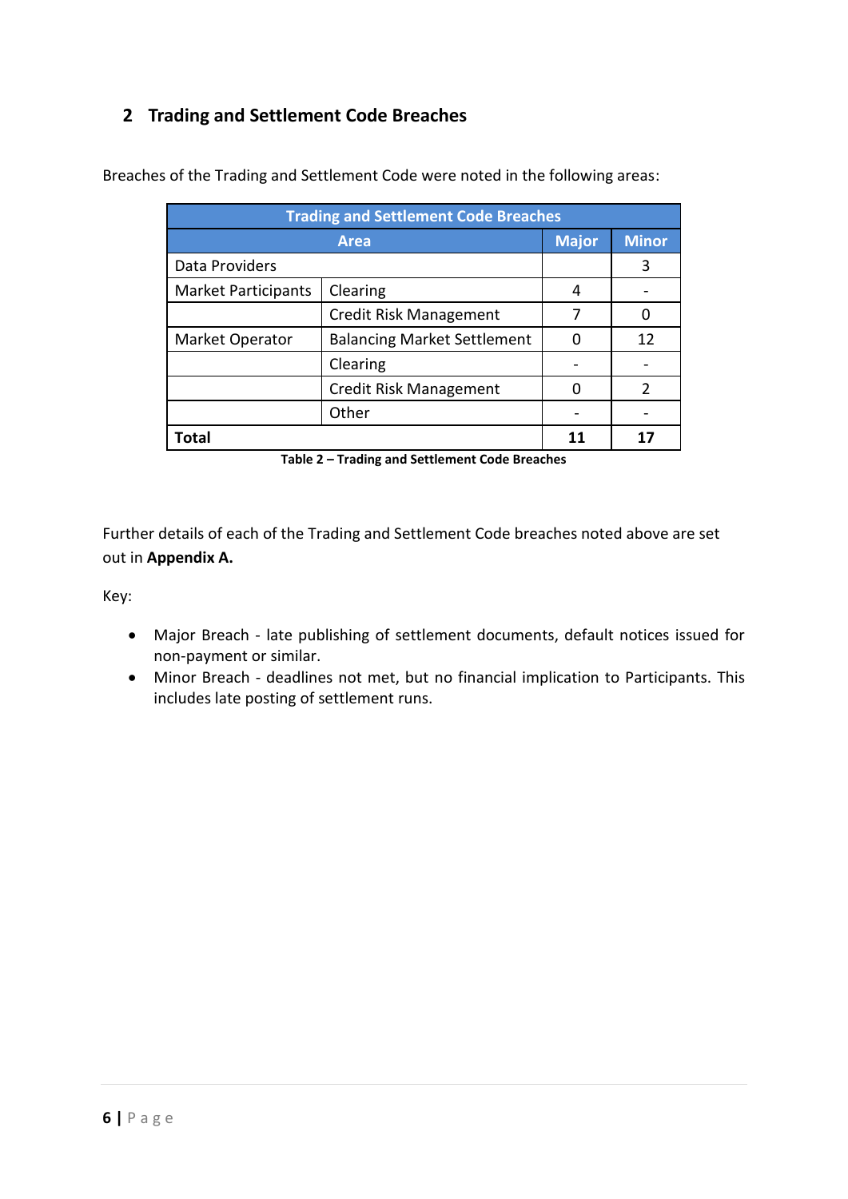## 2 Trading and Settlement Code Breaches

Breaches of the Trading and Settlement Code were noted in the following areas:

| Trading and Settlement Code Breaches | | | |
|---|---|---|---|
| **Area** | | **Major** | **Minor** |
| Data Providers | | | 3 |
| Market Participants | Clearing | 4 | - |
| | Credit Risk Management | 7 | 0 |
| Market Operator | Balancing Market Settlement | 0 | 12 |
| | Clearing | - | - |
| | Credit Risk Management | 0 | 2 |
| | Other | - | - |
| **Total** | | **11** | **17** |

**Table 2 – Trading and Settlement Code Breaches**

Further details of each of the Trading and Settlement Code breaches noted above are set out in **Appendix A.**

Key:

- Major Breach - late publishing of settlement documents, default notices issued for non-payment or similar.
- Minor Breach - deadlines not met, but no financial implication to Participants. This includes late posting of settlement runs.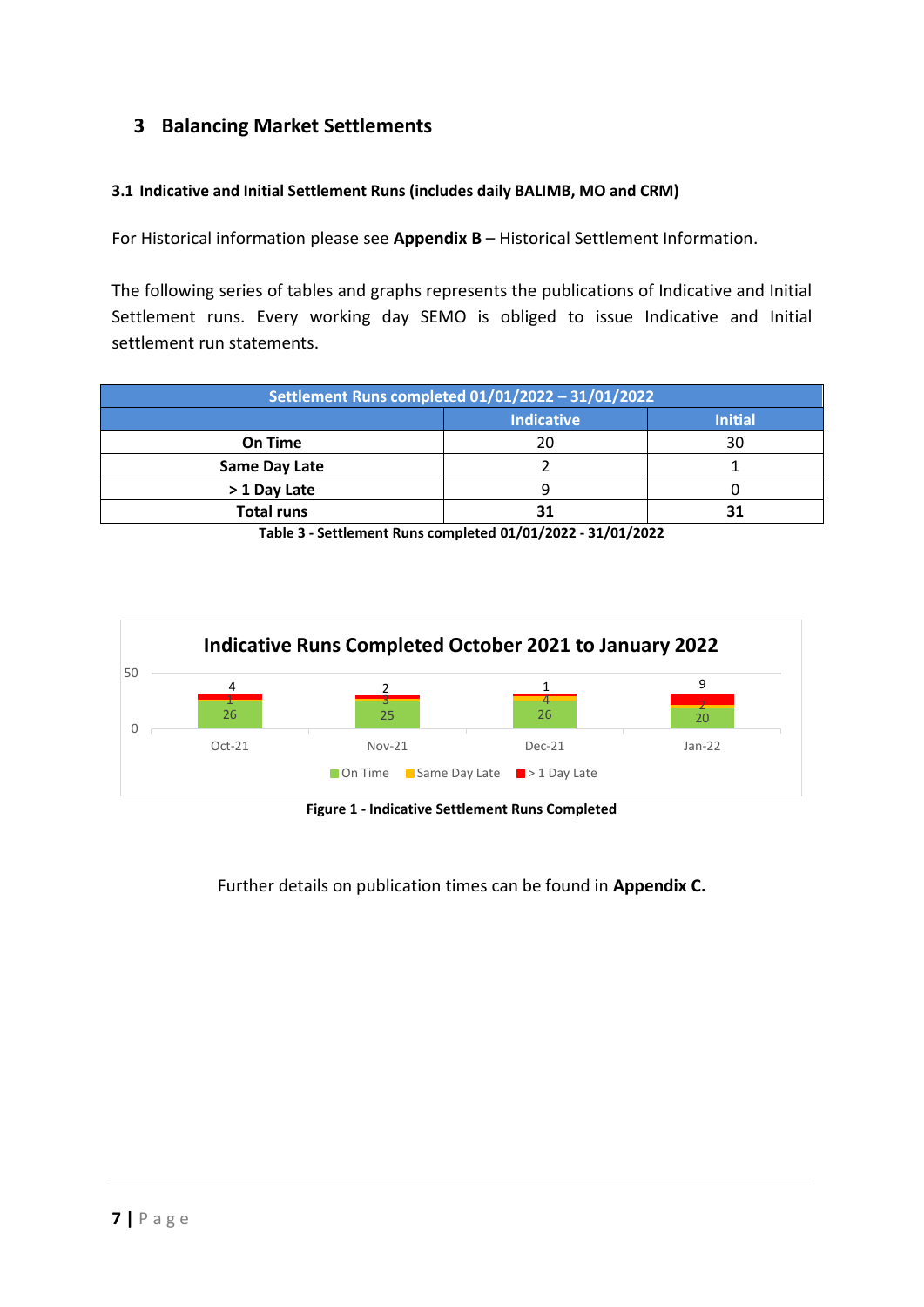# 3 Balancing Market Settlements

### 3.1 Indicative and Initial Settlement Runs (includes daily BALIMB, MO and CRM)

For Historical information please see **Appendix B** – Historical Settlement Information.

The following series of tables and graphs represents the publications of Indicative and Initial Settlement runs. Every working day SEMO is obliged to issue Indicative and Initial settlement run statements.

| Settlement Runs completed 01/01/2022 – 31/01/2022 | | |
|---|---|---|
| | Indicative | Initial |
| On Time | 20 | 30 |
| Same Day Late | 2 | 1 |
| > 1 Day Late | 9 | 0 |
| **Total runs** | **31** | **31** |

**Table 3 - Settlement Runs completed 01/01/2022 - 31/01/2022**

**Indicative Runs Completed October 2021 to January 2022**

| | Oct-21 | Nov-21 | Dec-21 | Jan-22 |
|---|---|---|---|---|
| On Time | 26 | 25 | 26 | 20 |
| Same Day Late | 1 | 3 | 4 | 2 |
| > 1 Day Late | 4 | 2 | 1 | 9 |

**Figure 1 - Indicative Settlement Runs Completed**

Further details on publication times can be found in **Appendix C.**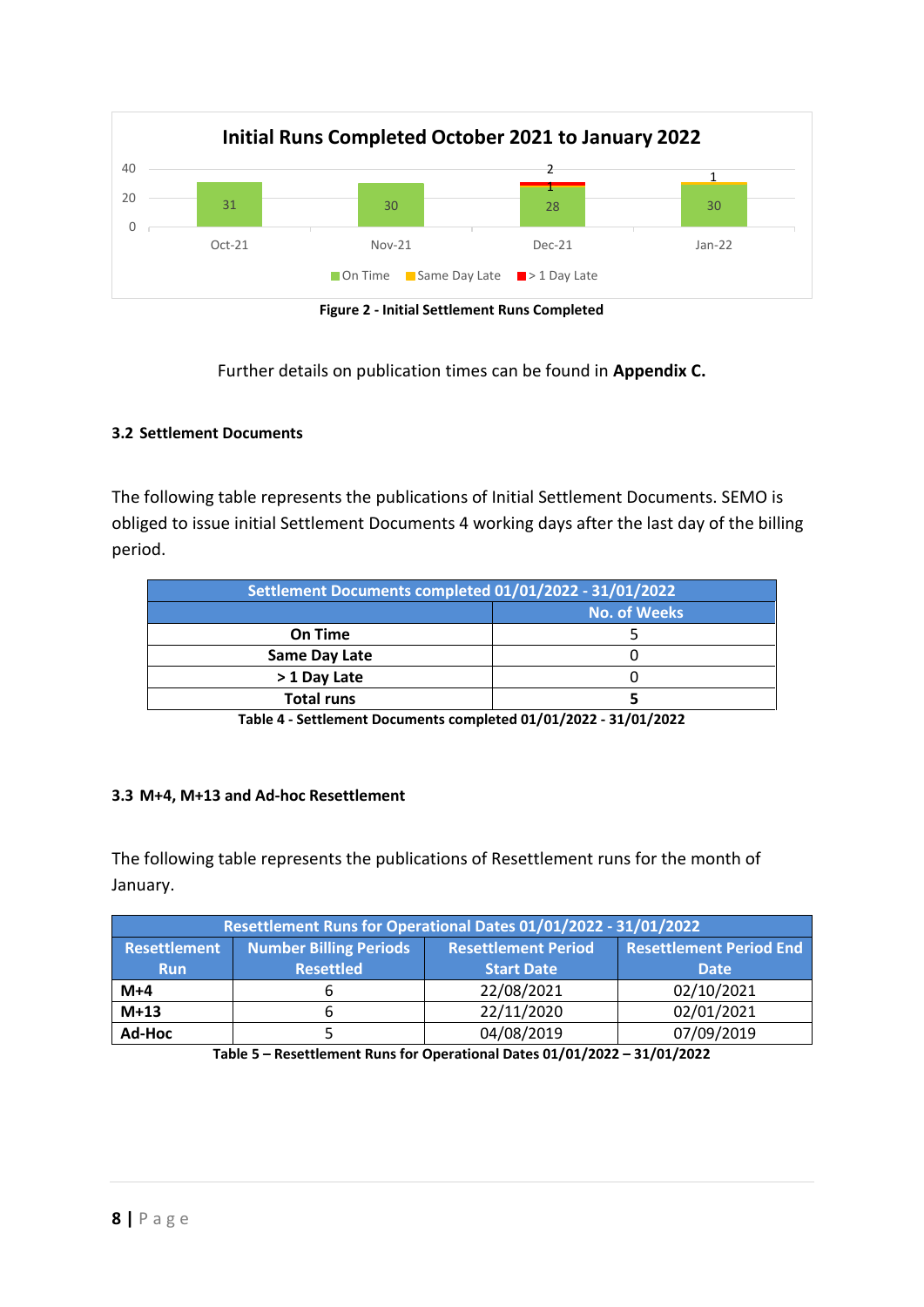**Initial Runs Completed October 2021 to January 2022**

| | Oct-21 | Nov-21 | Dec-21 | Jan-22 |
|---|---|---|---|---|
| On Time | 31 | 30 | 28 | 30 |
| Same Day Late | | | 1 | 1 |
| > 1 Day Late | | | 2 | |

Figure 2 - Initial Settlement Runs Completed

Further details on publication times can be found in **Appendix C.**

### 3.2 Settlement Documents

The following table represents the publications of Initial Settlement Documents. SEMO is obliged to issue initial Settlement Documents 4 working days after the last day of the billing period.

| Settlement Documents completed 01/01/2022 - 31/01/2022 | |
|---|---|
| | No. of Weeks |
| On Time | 5 |
| Same Day Late | 0 |
| > 1 Day Late | 0 |
| **Total runs** | **5** |

**Table 4 - Settlement Documents completed 01/01/2022 - 31/01/2022**

### 3.3 M+4, M+13 and Ad-hoc Resettlement

The following table represents the publications of Resettlement runs for the month of January.

| Resettlement Runs for Operational Dates 01/01/2022 - 31/01/2022 | | | |
|---|---|---|---|
| Resettlement Run | Number Billing Periods Resettled | Resettlement Period Start Date | Resettlement Period End Date |
| M+4 | 6 | 22/08/2021 | 02/10/2021 |
| M+13 | 6 | 22/11/2020 | 02/01/2021 |
| Ad-Hoc | 5 | 04/08/2019 | 07/09/2019 |

**Table 5 – Resettlement Runs for Operational Dates 01/01/2022 – 31/01/2022**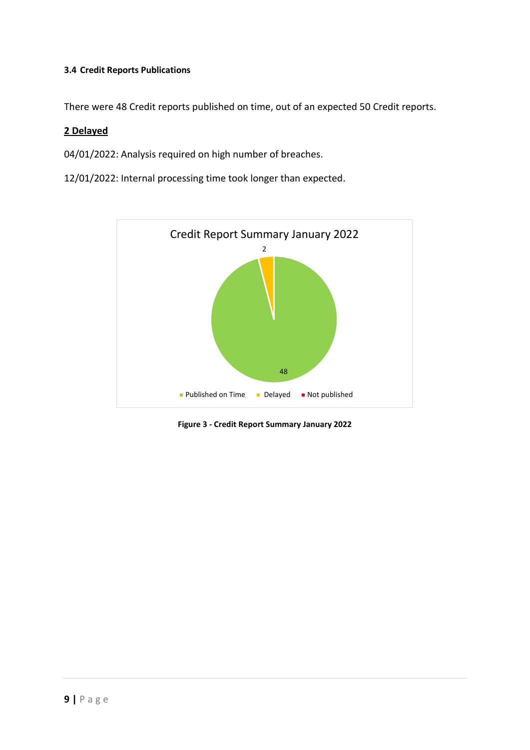### 3.4 Credit Reports Publications

There were 48 Credit reports published on time, out of an expected 50 Credit reports.

**2 Delayed**

04/01/2022: Analysis required on high number of breaches.

12/01/2022: Internal processing time took longer than expected.

Credit Report Summary January 2022

| Category | Count |
|---|---|
| Published on Time | 48 |
| Delayed | 2 |
| Not published | |

**Figure 3 - Credit Report Summary January 2022**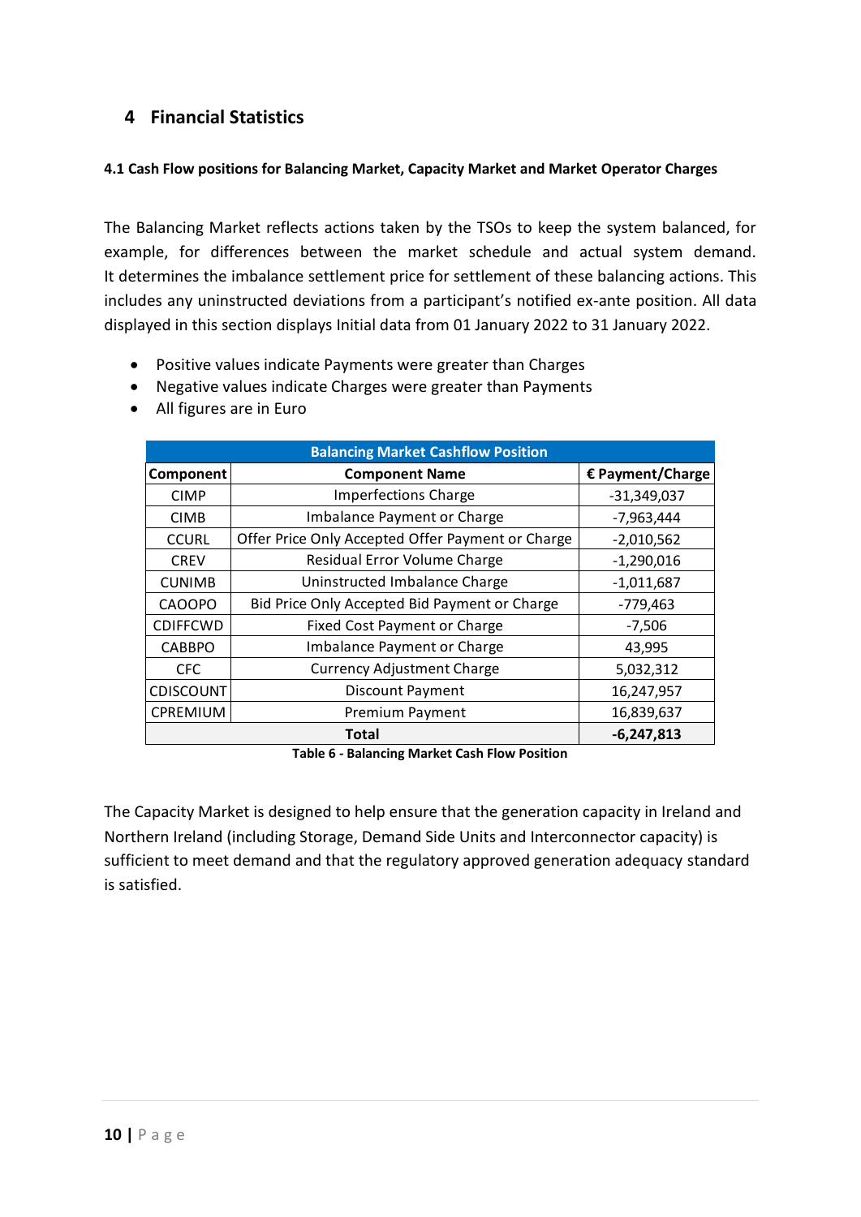# 4 Financial Statistics

#### 4.1 Cash Flow positions for Balancing Market, Capacity Market and Market Operator Charges

The Balancing Market reflects actions taken by the TSOs to keep the system balanced, for example, for differences between the market schedule and actual system demand. It determines the imbalance settlement price for settlement of these balancing actions. This includes any uninstructed deviations from a participant's notified ex-ante position. All data displayed in this section displays Initial data from 01 January 2022 to 31 January 2022.

- Positive values indicate Payments were greater than Charges
- Negative values indicate Charges were greater than Payments
- All figures are in Euro

| Balancing Market Cashflow Position | | |
|---|---|---|
| **Component** | **Component Name** | **€ Payment/Charge** |
| CIMP | Imperfections Charge | -31,349,037 |
| CIMB | Imbalance Payment or Charge | -7,963,444 |
| CCURL | Offer Price Only Accepted Offer Payment or Charge | -2,010,562 |
| CREV | Residual Error Volume Charge | -1,290,016 |
| CUNIMB | Uninstructed Imbalance Charge | -1,011,687 |
| CAOOPO | Bid Price Only Accepted Bid Payment or Charge | -779,463 |
| CDIFFCWD | Fixed Cost Payment or Charge | -7,506 |
| CABBPO | Imbalance Payment or Charge | 43,995 |
| CFC | Currency Adjustment Charge | 5,032,312 |
| CDISCOUNT | Discount Payment | 16,247,957 |
| CPREMIUM | Premium Payment | 16,839,637 |
| **Total** | | **-6,247,813** |

**Table 6 - Balancing Market Cash Flow Position**

The Capacity Market is designed to help ensure that the generation capacity in Ireland and Northern Ireland (including Storage, Demand Side Units and Interconnector capacity) is sufficient to meet demand and that the regulatory approved generation adequacy standard is satisfied.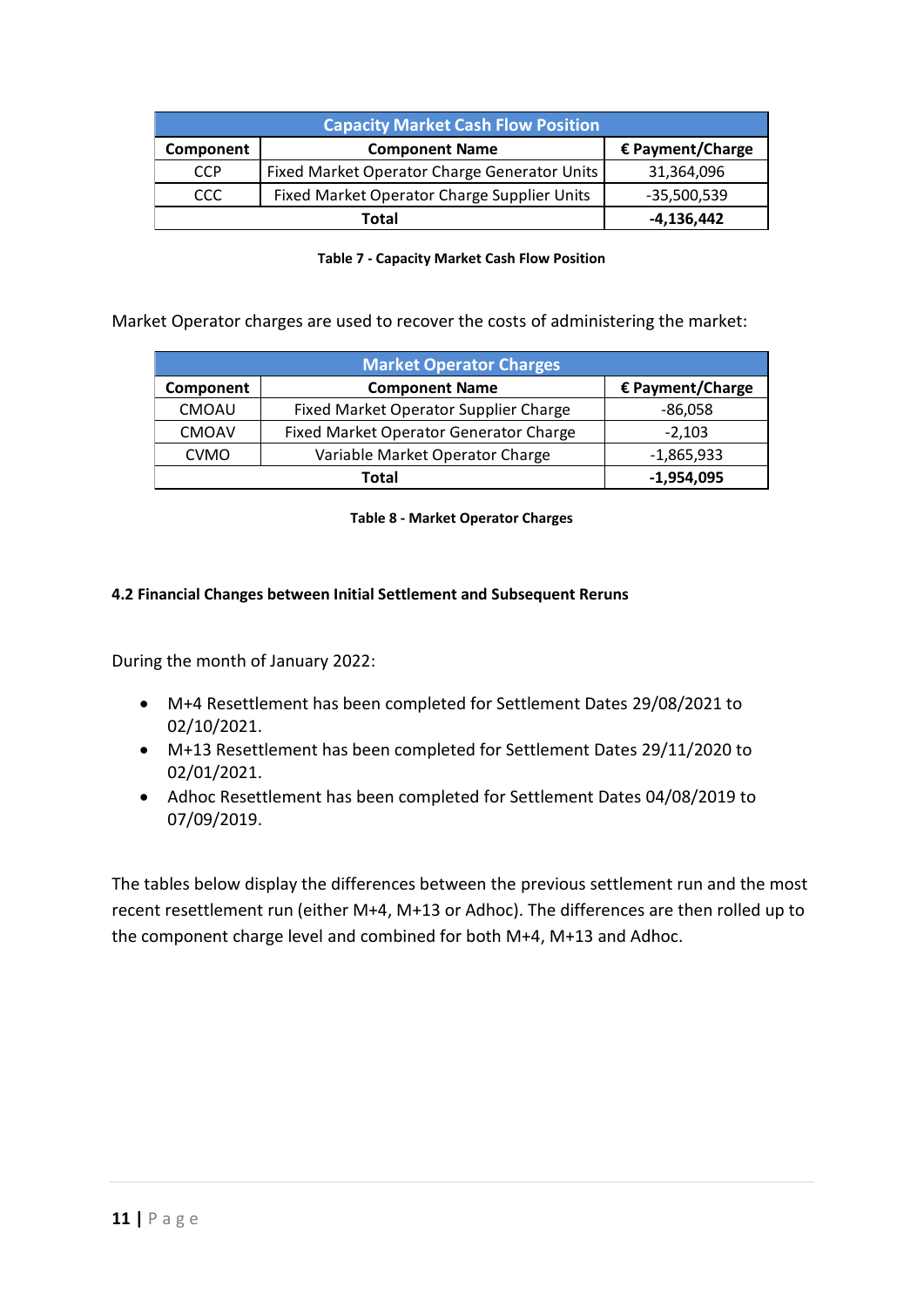| Capacity Market Cash Flow Position | | |
|---|---|---|
| **Component** | **Component Name** | **€ Payment/Charge** |
| CCP | Fixed Market Operator Charge Generator Units | 31,364,096 |
| CCC | Fixed Market Operator Charge Supplier Units | -35,500,539 |
| **Total** | | **-4,136,442** |

**Table 7 - Capacity Market Cash Flow Position**

Market Operator charges are used to recover the costs of administering the market:

| Market Operator Charges | | |
|---|---|---|
| **Component** | **Component Name** | **€ Payment/Charge** |
| CMOAU | Fixed Market Operator Supplier Charge | -86,058 |
| CMOAV | Fixed Market Operator Generator Charge | -2,103 |
| CVMO | Variable Market Operator Charge | -1,865,933 |
| **Total** | | **-1,954,095** |

**Table 8 - Market Operator Charges**

#### 4.2 Financial Changes between Initial Settlement and Subsequent Reruns

During the month of January 2022:

- M+4 Resettlement has been completed for Settlement Dates 29/08/2021 to 02/10/2021.
- M+13 Resettlement has been completed for Settlement Dates 29/11/2020 to 02/01/2021.
- Adhoc Resettlement has been completed for Settlement Dates 04/08/2019 to 07/09/2019.

The tables below display the differences between the previous settlement run and the most recent resettlement run (either M+4, M+13 or Adhoc). The differences are then rolled up to the component charge level and combined for both M+4, M+13 and Adhoc.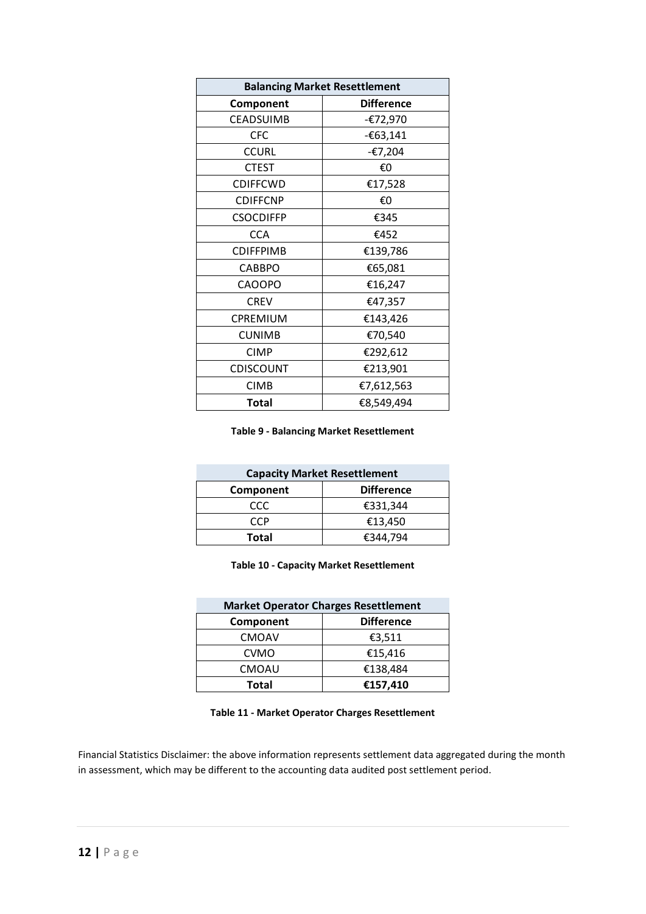| Balancing Market Resettlement | |
|---|---|
| **Component** | **Difference** |
| CEADSUIMB | -€72,970 |
| CFC | -€63,141 |
| CCURL | -€7,204 |
| CTEST | €0 |
| CDIFFCWD | €17,528 |
| CDIFFCNP | €0 |
| CSOCDIFFP | €345 |
| CCA | €452 |
| CDIFFPIMB | €139,786 |
| CABBPO | €65,081 |
| CAOOPO | €16,247 |
| CREV | €47,357 |
| CPREMIUM | €143,426 |
| CUNIMB | €70,540 |
| CIMP | €292,612 |
| CDISCOUNT | €213,901 |
| CIMB | €7,612,563 |
| **Total** | €8,549,494 |

**Table 9 - Balancing Market Resettlement**

| Capacity Market Resettlement | |
|---|---|
| **Component** | **Difference** |
| CCC | €331,344 |
| CCP | €13,450 |
| **Total** | €344,794 |

**Table 10 - Capacity Market Resettlement**

| Market Operator Charges Resettlement | |
|---|---|
| **Component** | **Difference** |
| CMOAV | €3,511 |
| CVMO | €15,416 |
| CMOAU | €138,484 |
| **Total** | **€157,410** |

**Table 11 - Market Operator Charges Resettlement**

Financial Statistics Disclaimer: the above information represents settlement data aggregated during the month in assessment, which may be different to the accounting data audited post settlement period.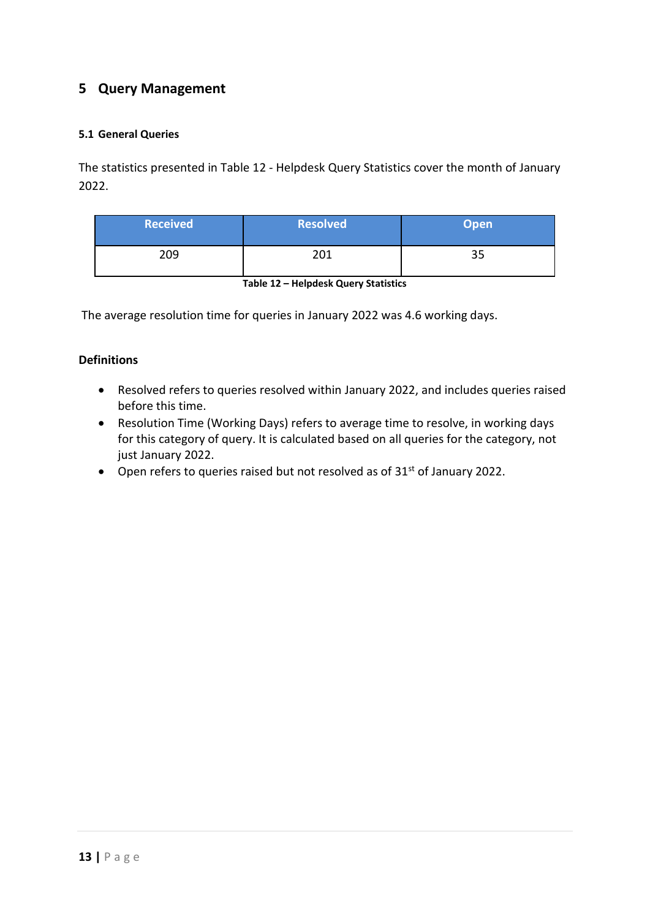# 5 Query Management

### 5.1 General Queries

The statistics presented in Table 12 - Helpdesk Query Statistics cover the month of January 2022.

| Received | Resolved | Open |
|---|---|---|
| 209 | 201 | 35 |

**Table 12 – Helpdesk Query Statistics**

The average resolution time for queries in January 2022 was 4.6 working days.

**Definitions**

- Resolved refers to queries resolved within January 2022, and includes queries raised before this time.
- Resolution Time (Working Days) refers to average time to resolve, in working days for this category of query. It is calculated based on all queries for the category, not just January 2022.
- Open refers to queries raised but not resolved as of 31st of January 2022.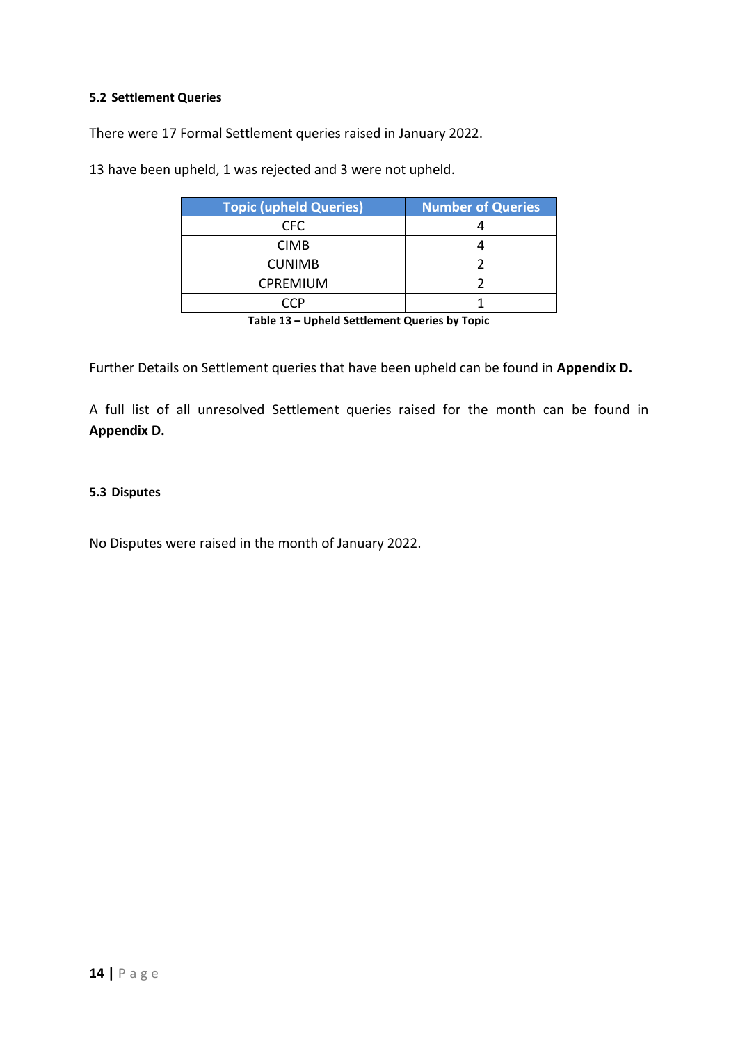### 5.2 Settlement Queries

There were 17 Formal Settlement queries raised in January 2022.

13 have been upheld, 1 was rejected and 3 were not upheld.

| Topic (upheld Queries) | Number of Queries |
| --- | --- |
| CFC | 4 |
| CIMB | 4 |
| CUNIMB | 2 |
| CPREMIUM | 2 |
| CCP | 1 |

**Table 13 – Upheld Settlement Queries by Topic**

Further Details on Settlement queries that have been upheld can be found in **Appendix D.**

A full list of all unresolved Settlement queries raised for the month can be found in **Appendix D.**

### 5.3 Disputes

No Disputes were raised in the month of January 2022.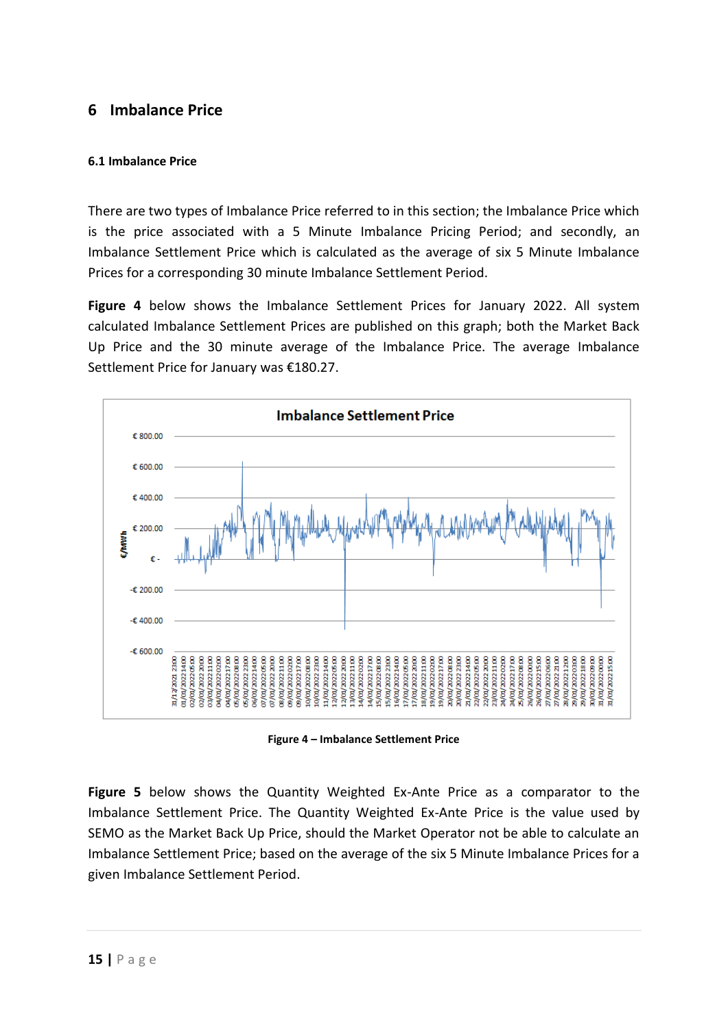# 6 Imbalance Price

### 6.1 Imbalance Price

There are two types of Imbalance Price referred to in this section; the Imbalance Price which is the price associated with a 5 Minute Imbalance Pricing Period; and secondly, an Imbalance Settlement Price which is calculated as the average of six 5 Minute Imbalance Prices for a corresponding 30 minute Imbalance Settlement Period.

**Figure 4** below shows the Imbalance Settlement Prices for January 2022. All system calculated Imbalance Settlement Prices are published on this graph; both the Market Back Up Price and the 30 minute average of the Imbalance Price. The average Imbalance Settlement Price for January was €180.27.

**Figure 4 – Imbalance Settlement Price**

**Figure 5** below shows the Quantity Weighted Ex-Ante Price as a comparator to the Imbalance Settlement Price. The Quantity Weighted Ex-Ante Price is the value used by SEMO as the Market Back Up Price, should the Market Operator not be able to calculate an Imbalance Settlement Price; based on the average of the six 5 Minute Imbalance Prices for a given Imbalance Settlement Period.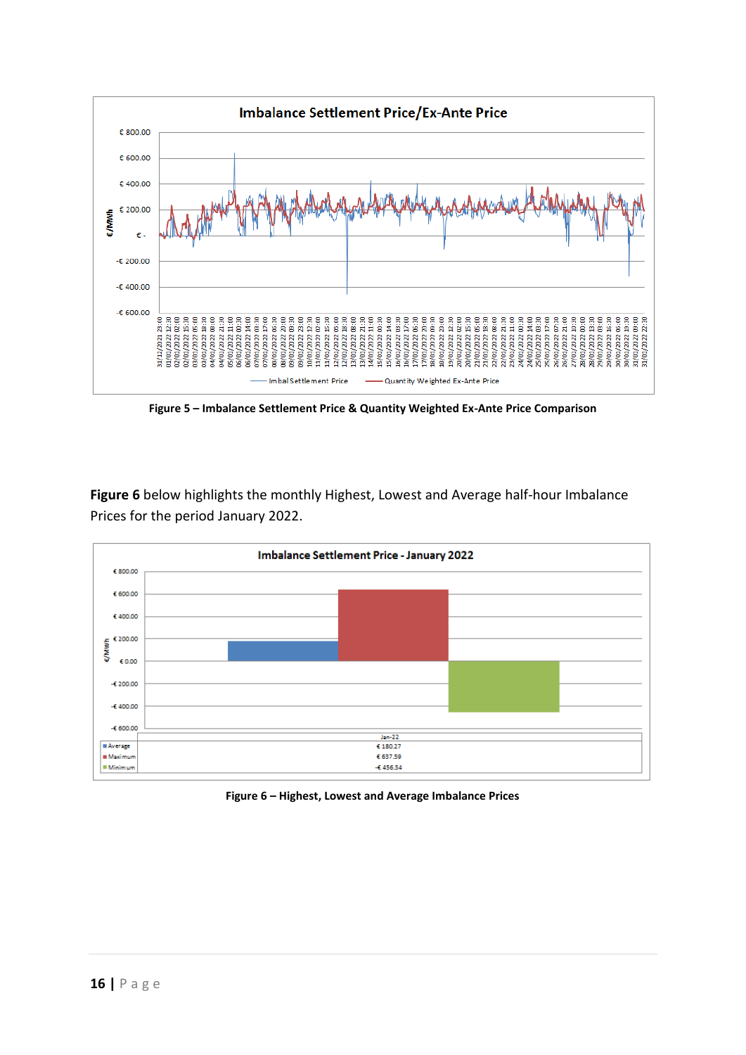Figure 5 – Imbalance Settlement Price & Quantity Weighted Ex-Ante Price Comparison

**Figure 6** below highlights the monthly Highest, Lowest and Average half-hour Imbalance Prices for the period January 2022.

| | Jan-22 |
|---|---|
| Average | € 180.27 |
| Maximum | € 637.59 |
| Minimum | -€ 456.34 |

Figure 6 – Highest, Lowest and Average Imbalance Prices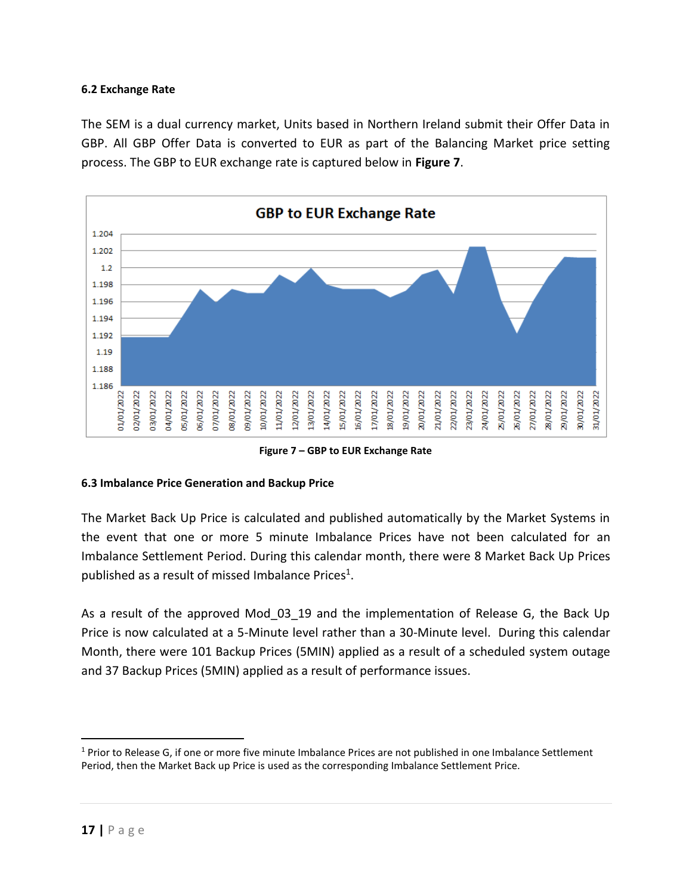### 6.2 Exchange Rate

The SEM is a dual currency market, Units based in Northern Ireland submit their Offer Data in GBP. All GBP Offer Data is converted to EUR as part of the Balancing Market price setting process. The GBP to EUR exchange rate is captured below in **Figure 7**.

**Figure 7 – GBP to EUR Exchange Rate**

### 6.3 Imbalance Price Generation and Backup Price

The Market Back Up Price is calculated and published automatically by the Market Systems in the event that one or more 5 minute Imbalance Prices have not been calculated for an Imbalance Settlement Period. During this calendar month, there were 8 Market Back Up Prices published as a result of missed Imbalance Prices[1].

As a result of the approved Mod_03_19 and the implementation of Release G, the Back Up Price is now calculated at a 5-Minute level rather than a 30-Minute level. During this calendar Month, there were 101 Backup Prices (5MIN) applied as a result of a scheduled system outage and 37 Backup Prices (5MIN) applied as a result of performance issues.

---

[1] Prior to Release G, if one or more five minute Imbalance Prices are not published in one Imbalance Settlement Period, then the Market Back up Price is used as the corresponding Imbalance Settlement Price.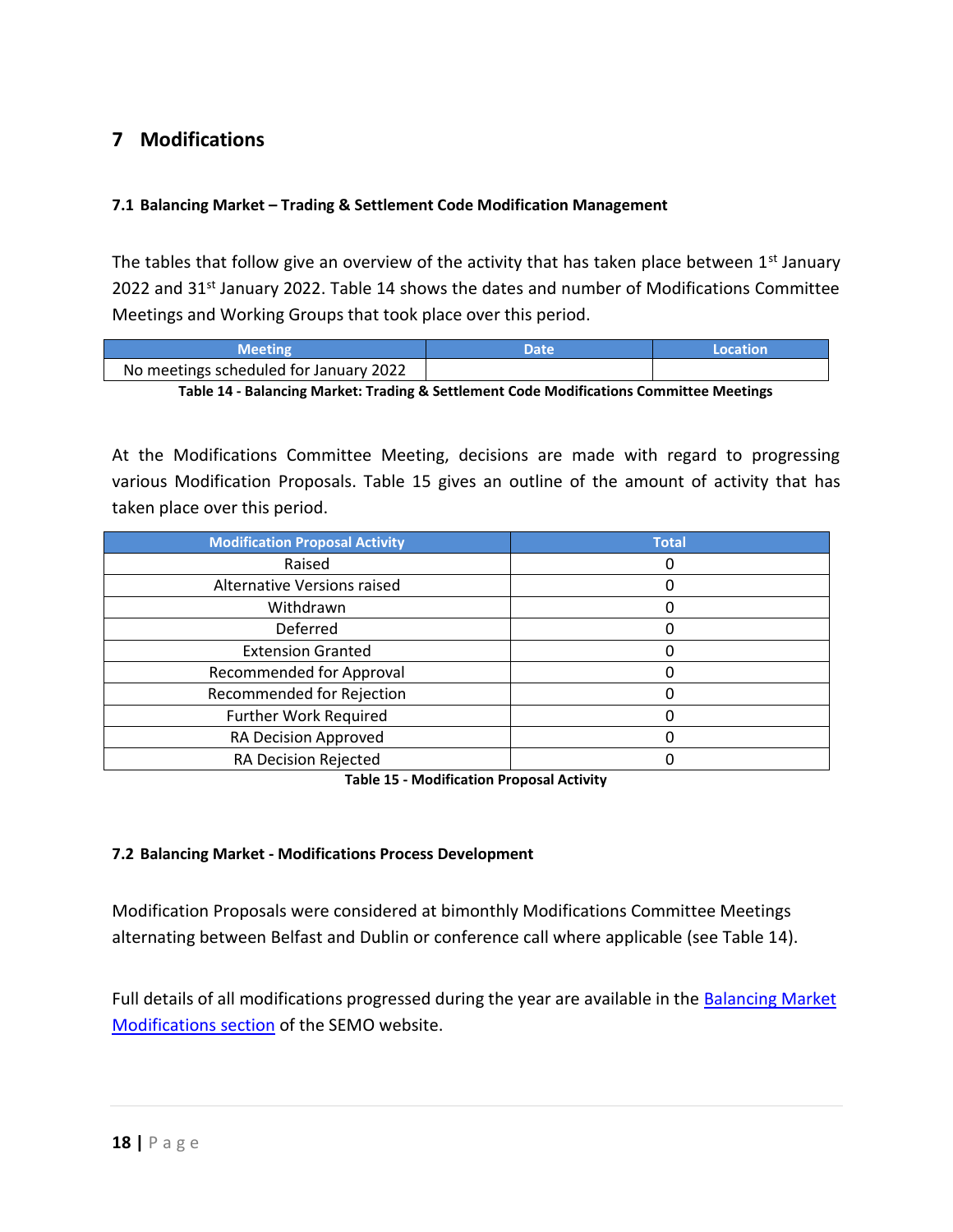# 7 Modifications

### 7.1 Balancing Market – Trading & Settlement Code Modification Management

The tables that follow give an overview of the activity that has taken place between 1st January 2022 and 31st January 2022. Table 14 shows the dates and number of Modifications Committee Meetings and Working Groups that took place over this period.

| Meeting | Date | Location |
|---|---|---|
| No meetings scheduled for January 2022 | | |

**Table 14 - Balancing Market: Trading & Settlement Code Modifications Committee Meetings**

At the Modifications Committee Meeting, decisions are made with regard to progressing various Modification Proposals. Table 15 gives an outline of the amount of activity that has taken place over this period.

| Modification Proposal Activity | Total |
|---|---|
| Raised | 0 |
| Alternative Versions raised | 0 |
| Withdrawn | 0 |
| Deferred | 0 |
| Extension Granted | 0 |
| Recommended for Approval | 0 |
| Recommended for Rejection | 0 |
| Further Work Required | 0 |
| RA Decision Approved | 0 |
| RA Decision Rejected | 0 |

**Table 15 - Modification Proposal Activity**

### 7.2 Balancing Market - Modifications Process Development

Modification Proposals were considered at bimonthly Modifications Committee Meetings alternating between Belfast and Dublin or conference call where applicable (see Table 14).

Full details of all modifications progressed during the year are available in the Balancing Market Modifications section of the SEMO website.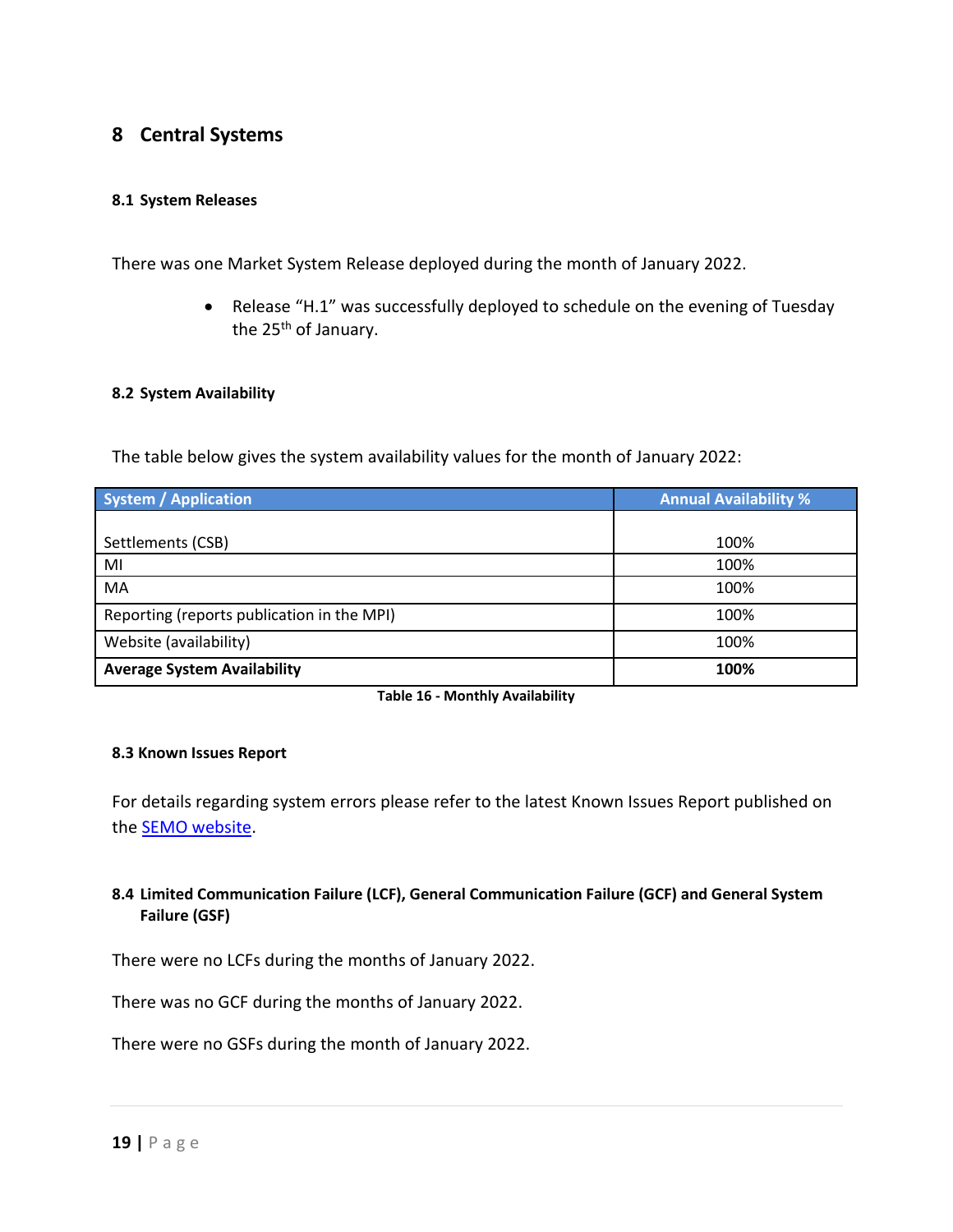# 8 Central Systems

### 8.1 System Releases

There was one Market System Release deployed during the month of January 2022.

- Release "H.1" was successfully deployed to schedule on the evening of Tuesday the 25th of January.

### 8.2 System Availability

The table below gives the system availability values for the month of January 2022:

| System / Application | Annual Availability % |
|---|---|
| Settlements (CSB) | 100% |
| MI | 100% |
| MA | 100% |
| Reporting (reports publication in the MPI) | 100% |
| Website (availability) | 100% |
| **Average System Availability** | **100%** |

**Table 16 - Monthly Availability**

### 8.3 Known Issues Report

For details regarding system errors please refer to the latest Known Issues Report published on the SEMO website.

### 8.4 Limited Communication Failure (LCF), General Communication Failure (GCF) and General System Failure (GSF)

There were no LCFs during the months of January 2022.

There was no GCF during the months of January 2022.

There were no GSFs during the month of January 2022.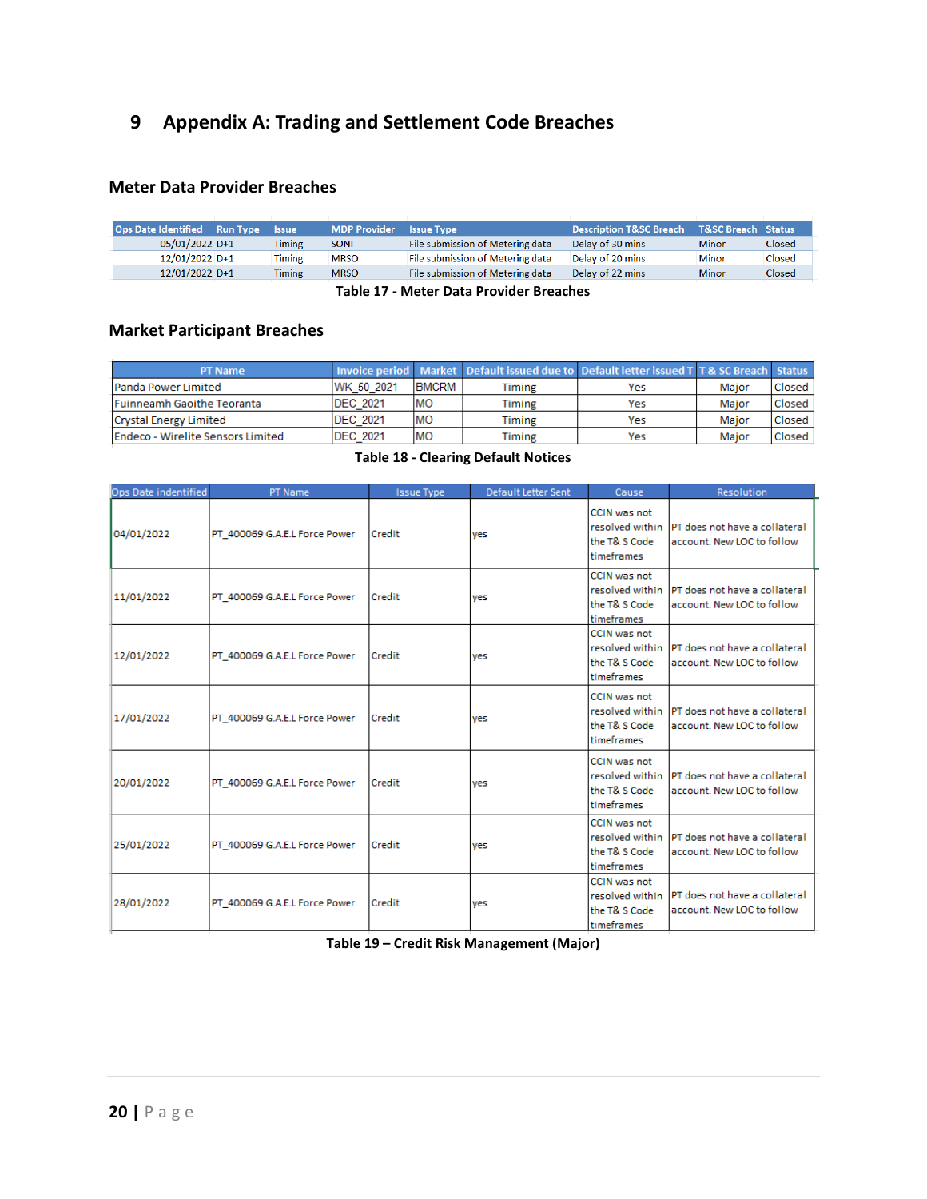# 9 Appendix A: Trading and Settlement Code Breaches

## Meter Data Provider Breaches

| Ops Date Identified | Run Type | Issue | MDP Provider | Issue Type | Description T&SC Breach | T&SC Breach | Status |
|---|---|---|---|---|---|---|---|
| 05/01/2022 | D+1 | Timing | SONI | File submission of Metering data | Delay of 30 mins | Minor | Closed |
| 12/01/2022 | D+1 | Timing | MRSO | File submission of Metering data | Delay of 20 mins | Minor | Closed |
| 12/01/2022 | D+1 | Timing | MRSO | File submission of Metering data | Delay of 22 mins | Minor | Closed |

**Table 17 - Meter Data Provider Breaches**

## Market Participant Breaches

| PT Name | Invoice period | Market | Default issued due to | Default letter issued T | T & SC Breach | Status |
|---|---|---|---|---|---|---|
| Panda Power Limited | WK_50_2021 | BMCRM | Timing | Yes | Major | Closed |
| Fuinneamh Gaoithe Teoranta | DEC_2021 | MO | Timing | Yes | Major | Closed |
| Crystal Energy Limited | DEC_2021 | MO | Timing | Yes | Major | Closed |
| Endeco - Wirelite Sensors Limited | DEC_2021 | MO | Timing | Yes | Major | Closed |

**Table 18 - Clearing Default Notices**

| Ops Date indentified | PT Name | Issue Type | Default Letter Sent | Cause | Resolution |
|---|---|---|---|---|---|
| 04/01/2022 | PT_400069 G.A.E.L Force Power | Credit | yes | CCIN was not resolved within the T& S Code timeframes | PT does not have a collateral account. New LOC to follow |
| 11/01/2022 | PT_400069 G.A.E.L Force Power | Credit | yes | CCIN was not resolved within the T& S Code timeframes | PT does not have a collateral account. New LOC to follow |
| 12/01/2022 | PT_400069 G.A.E.L Force Power | Credit | yes | CCIN was not resolved within the T& S Code timeframes | PT does not have a collateral account. New LOC to follow |
| 17/01/2022 | PT_400069 G.A.E.L Force Power | Credit | yes | CCIN was not resolved within the T& S Code timeframes | PT does not have a collateral account. New LOC to follow |
| 20/01/2022 | PT_400069 G.A.E.L Force Power | Credit | yes | CCIN was not resolved within the T& S Code timeframes | PT does not have a collateral account. New LOC to follow |
| 25/01/2022 | PT_400069 G.A.E.L Force Power | Credit | yes | CCIN was not resolved within the T& S Code timeframes | PT does not have a collateral account. New LOC to follow |
| 28/01/2022 | PT_400069 G.A.E.L Force Power | Credit | yes | CCIN was not resolved within the T& S Code timeframes | PT does not have a collateral account. New LOC to follow |

**Table 19 – Credit Risk Management (Major)**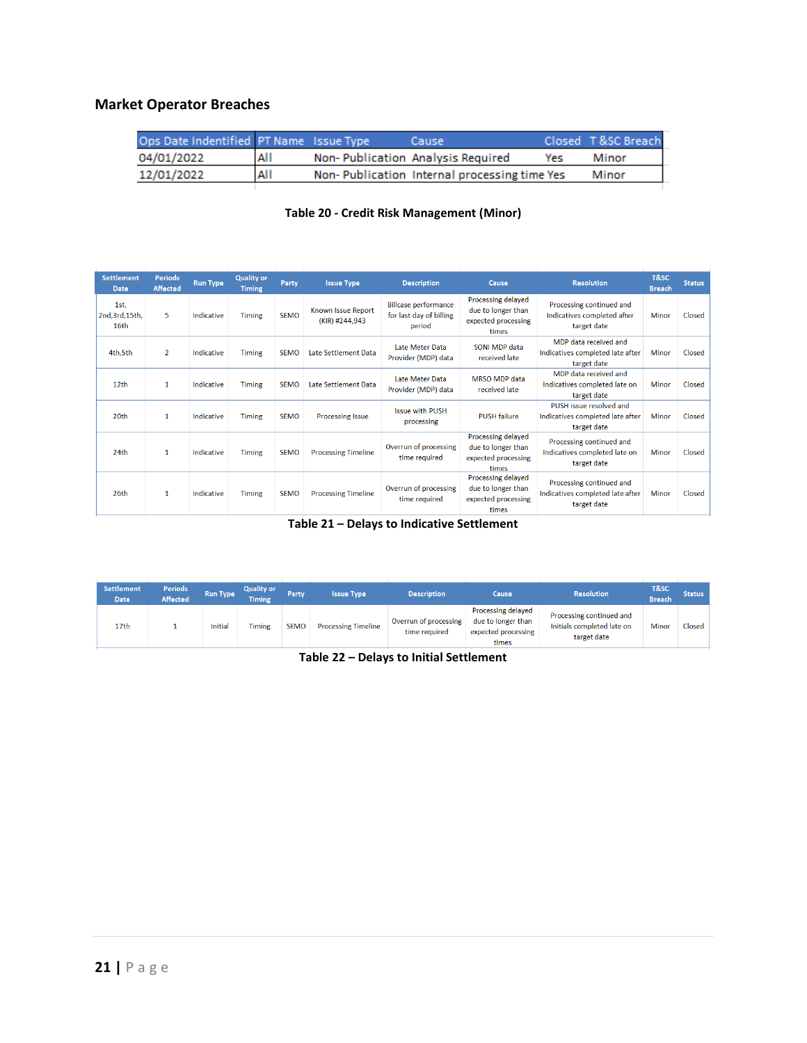## Market Operator Breaches

| Ops Date Indentified | PT Name | Issue Type | Cause | Closed | T &SC Breach |
|---|---|---|---|---|---|
| 04/01/2022 | All | Non- Publication | Analysis Required | Yes | Minor |
| 12/01/2022 | All | Non- Publication | Internal processing time | Yes | Minor |

**Table 20 - Credit Risk Management (Minor)**

| Settlement Date | Periods Affected | Run Type | Quality or Timing | Party | Issue Type | Description | Cause | Resolution | T&SC Breach | Status |
|---|---|---|---|---|---|---|---|---|---|---|
| 1st, 2nd,3rd,15th, 16th | 5 | Indicative | Timing | SEMO | Known Issue Report (KIR) #244,943 | Billcase performance for last day of billing period | Processing delayed due to longer than expected processing times | Processing continued and Indicatives completed after target date | Minor | Closed |
| 4th,5th | 2 | Indicative | Timing | SEMO | Late Settlement Data | Late Meter Data Provider (MDP) data | SONI MDP data received late | MDP data received and Indicatives completed late after target date | Minor | Closed |
| 12th | 1 | Indicative | Timing | SEMO | Late Settlement Data | Late Meter Data Provider (MDP) data | MRSO MDP data received late | MDP data received and Indicatives completed late on target date | Minor | Closed |
| 20th | 1 | Indicative | Timing | SEMO | Processing Issue | Issue with PUSH processing | PUSH failure | PUSH issue resolved and Indicatives completed late after target date | Minor | Closed |
| 24th | 1 | Indicative | Timing | SEMO | Processing Timeline | Overrun of processing time required | Processing delayed due to longer than expected processing times | Processing continued and Indicatives completed late on target date | Minor | Closed |
| 26th | 1 | Indicative | Timing | SEMO | Processing Timeline | Overrun of processing time required | Processing delayed due to longer than expected processing times | Processing continued and Indicatives completed late after target date | Minor | Closed |

**Table 21 – Delays to Indicative Settlement**

| Settlement Date | Periods Affected | Run Type | Quality or Timing | Party | Issue Type | Description | Cause | Resolution | T&SC Breach | Status |
|---|---|---|---|---|---|---|---|---|---|---|
| 17th | 1 | Initial | Timing | SEMO | Processing Timeline | Overrun of processing time required | Processing delayed due to longer than expected processing times | Processing continued and Initials completed late on target date | Minor | Closed |

**Table 22 – Delays to Initial Settlement**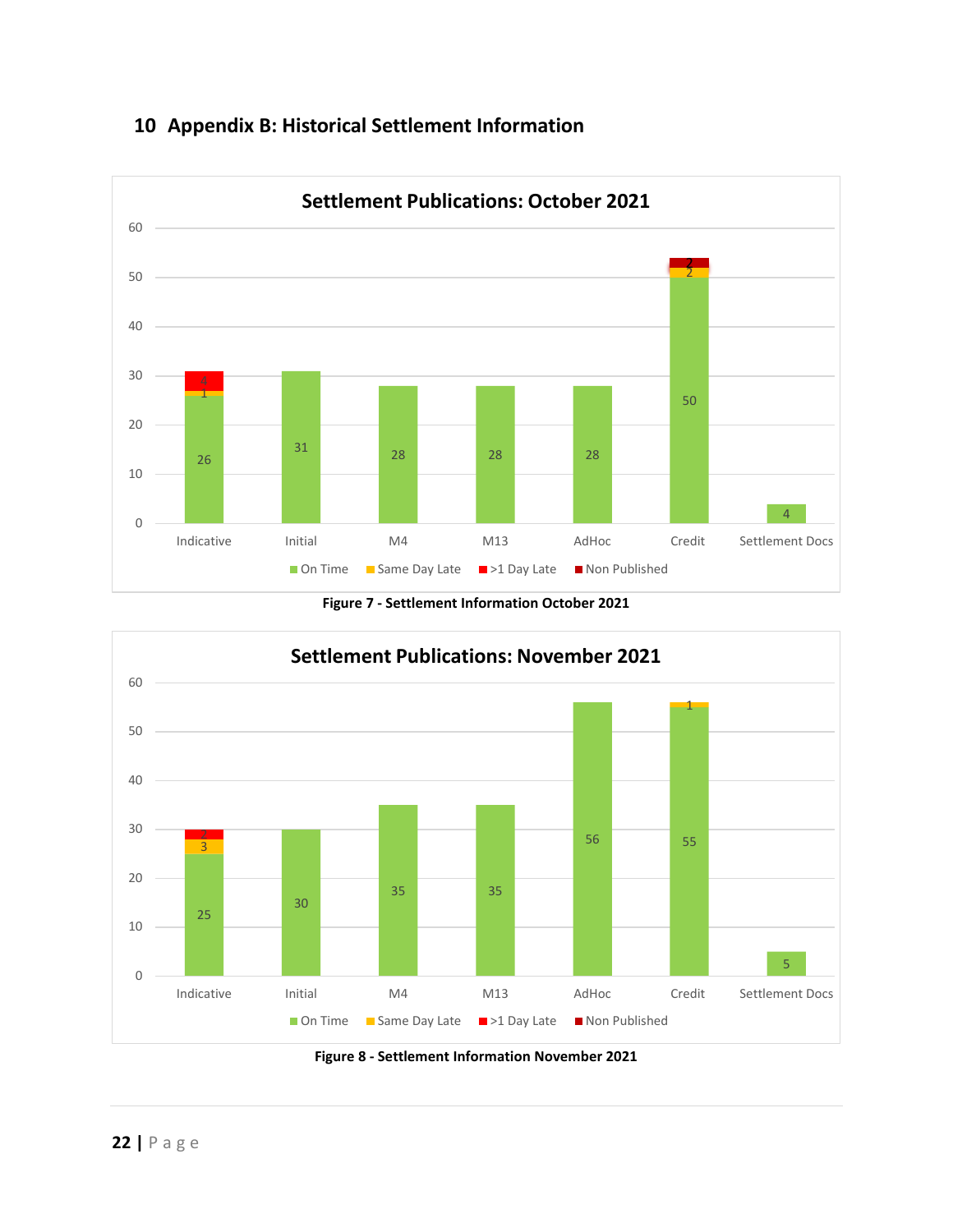# 10 Appendix B: Historical Settlement Information

**Settlement Publications: October 2021**

| | On Time | Same Day Late | >1 Day Late | Non Published |
|---|---|---|---|---|
| Indicative | 26 | 1 | 4 | |
| Initial | 31 | | | |
| M4 | 28 | | | |
| M13 | 28 | | | |
| AdHoc | 28 | | | |
| Credit | 50 | 2 | | 2 |
| Settlement Docs | 4 | | | |

**Figure 7 - Settlement Information October 2021**

**Settlement Publications: November 2021**

| | On Time | Same Day Late | >1 Day Late | Non Published |
|---|---|---|---|---|
| Indicative | 25 | 3 | 2 | |
| Initial | 30 | | | |
| M4 | 35 | | | |
| M13 | 35 | | | |
| AdHoc | 56 | | | |
| Credit | 55 | 1 | | |
| Settlement Docs | 5 | | | |

**Figure 8 - Settlement Information November 2021**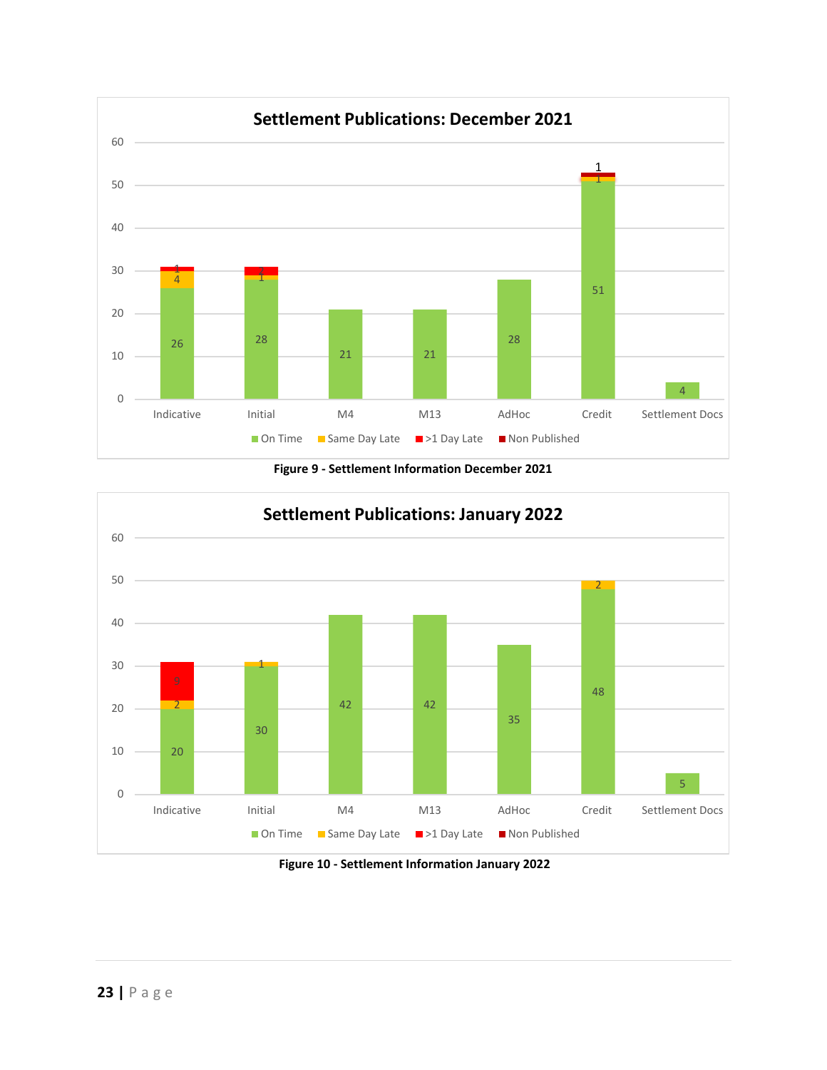**Settlement Publications: December 2021**

| | On Time | Same Day Late | >1 Day Late | Non Published |
|---|---|---|---|---|
| Indicative | 26 | 4 | 1 | |
| Initial | 28 | 1 | 2 | |
| M4 | 21 | | | |
| M13 | 21 | | | |
| AdHoc | 28 | | | |
| Credit | 51 | 1 | | 1 |
| Settlement Docs | 4 | | | |

**Figure 9 - Settlement Information December 2021**

**Settlement Publications: January 2022**

| | On Time | Same Day Late | >1 Day Late | Non Published |
|---|---|---|---|---|
| Indicative | 20 | 2 | 9 | |
| Initial | 30 | 1 | | |
| M4 | 42 | | | |
| M13 | 42 | | | |
| AdHoc | 35 | | | |
| Credit | 48 | 2 | | |
| Settlement Docs | 5 | | | |

**Figure 10 - Settlement Information January 2022**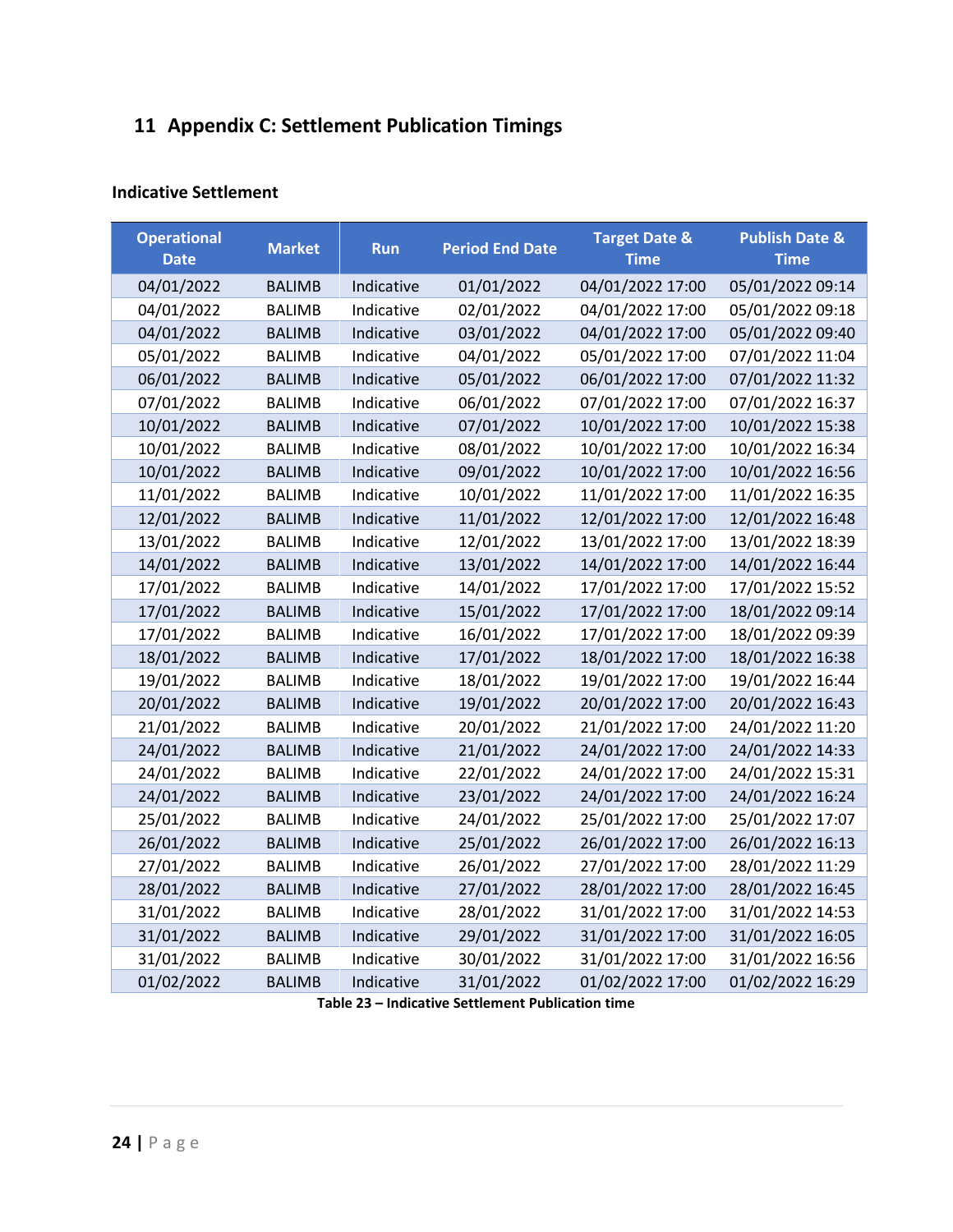# 11 Appendix C: Settlement Publication Timings

### Indicative Settlement

| Operational Date | Market | Run | Period End Date | Target Date & Time | Publish Date & Time |
|---|---|---|---|---|---|
| 04/01/2022 | BALIMB | Indicative | 01/01/2022 | 04/01/2022 17:00 | 05/01/2022 09:14 |
| 04/01/2022 | BALIMB | Indicative | 02/01/2022 | 04/01/2022 17:00 | 05/01/2022 09:18 |
| 04/01/2022 | BALIMB | Indicative | 03/01/2022 | 04/01/2022 17:00 | 05/01/2022 09:40 |
| 05/01/2022 | BALIMB | Indicative | 04/01/2022 | 05/01/2022 17:00 | 07/01/2022 11:04 |
| 06/01/2022 | BALIMB | Indicative | 05/01/2022 | 06/01/2022 17:00 | 07/01/2022 11:32 |
| 07/01/2022 | BALIMB | Indicative | 06/01/2022 | 07/01/2022 17:00 | 07/01/2022 16:37 |
| 10/01/2022 | BALIMB | Indicative | 07/01/2022 | 10/01/2022 17:00 | 10/01/2022 15:38 |
| 10/01/2022 | BALIMB | Indicative | 08/01/2022 | 10/01/2022 17:00 | 10/01/2022 16:34 |
| 10/01/2022 | BALIMB | Indicative | 09/01/2022 | 10/01/2022 17:00 | 10/01/2022 16:56 |
| 11/01/2022 | BALIMB | Indicative | 10/01/2022 | 11/01/2022 17:00 | 11/01/2022 16:35 |
| 12/01/2022 | BALIMB | Indicative | 11/01/2022 | 12/01/2022 17:00 | 12/01/2022 16:48 |
| 13/01/2022 | BALIMB | Indicative | 12/01/2022 | 13/01/2022 17:00 | 13/01/2022 18:39 |
| 14/01/2022 | BALIMB | Indicative | 13/01/2022 | 14/01/2022 17:00 | 14/01/2022 16:44 |
| 17/01/2022 | BALIMB | Indicative | 14/01/2022 | 17/01/2022 17:00 | 17/01/2022 15:52 |
| 17/01/2022 | BALIMB | Indicative | 15/01/2022 | 17/01/2022 17:00 | 18/01/2022 09:14 |
| 17/01/2022 | BALIMB | Indicative | 16/01/2022 | 17/01/2022 17:00 | 18/01/2022 09:39 |
| 18/01/2022 | BALIMB | Indicative | 17/01/2022 | 18/01/2022 17:00 | 18/01/2022 16:38 |
| 19/01/2022 | BALIMB | Indicative | 18/01/2022 | 19/01/2022 17:00 | 19/01/2022 16:44 |
| 20/01/2022 | BALIMB | Indicative | 19/01/2022 | 20/01/2022 17:00 | 20/01/2022 16:43 |
| 21/01/2022 | BALIMB | Indicative | 20/01/2022 | 21/01/2022 17:00 | 24/01/2022 11:20 |
| 24/01/2022 | BALIMB | Indicative | 21/01/2022 | 24/01/2022 17:00 | 24/01/2022 14:33 |
| 24/01/2022 | BALIMB | Indicative | 22/01/2022 | 24/01/2022 17:00 | 24/01/2022 15:31 |
| 24/01/2022 | BALIMB | Indicative | 23/01/2022 | 24/01/2022 17:00 | 24/01/2022 16:24 |
| 25/01/2022 | BALIMB | Indicative | 24/01/2022 | 25/01/2022 17:00 | 25/01/2022 17:07 |
| 26/01/2022 | BALIMB | Indicative | 25/01/2022 | 26/01/2022 17:00 | 26/01/2022 16:13 |
| 27/01/2022 | BALIMB | Indicative | 26/01/2022 | 27/01/2022 17:00 | 28/01/2022 11:29 |
| 28/01/2022 | BALIMB | Indicative | 27/01/2022 | 28/01/2022 17:00 | 28/01/2022 16:45 |
| 31/01/2022 | BALIMB | Indicative | 28/01/2022 | 31/01/2022 17:00 | 31/01/2022 14:53 |
| 31/01/2022 | BALIMB | Indicative | 29/01/2022 | 31/01/2022 17:00 | 31/01/2022 16:05 |
| 31/01/2022 | BALIMB | Indicative | 30/01/2022 | 31/01/2022 17:00 | 31/01/2022 16:56 |
| 01/02/2022 | BALIMB | Indicative | 31/01/2022 | 01/02/2022 17:00 | 01/02/2022 16:29 |

**Table 23 – Indicative Settlement Publication time**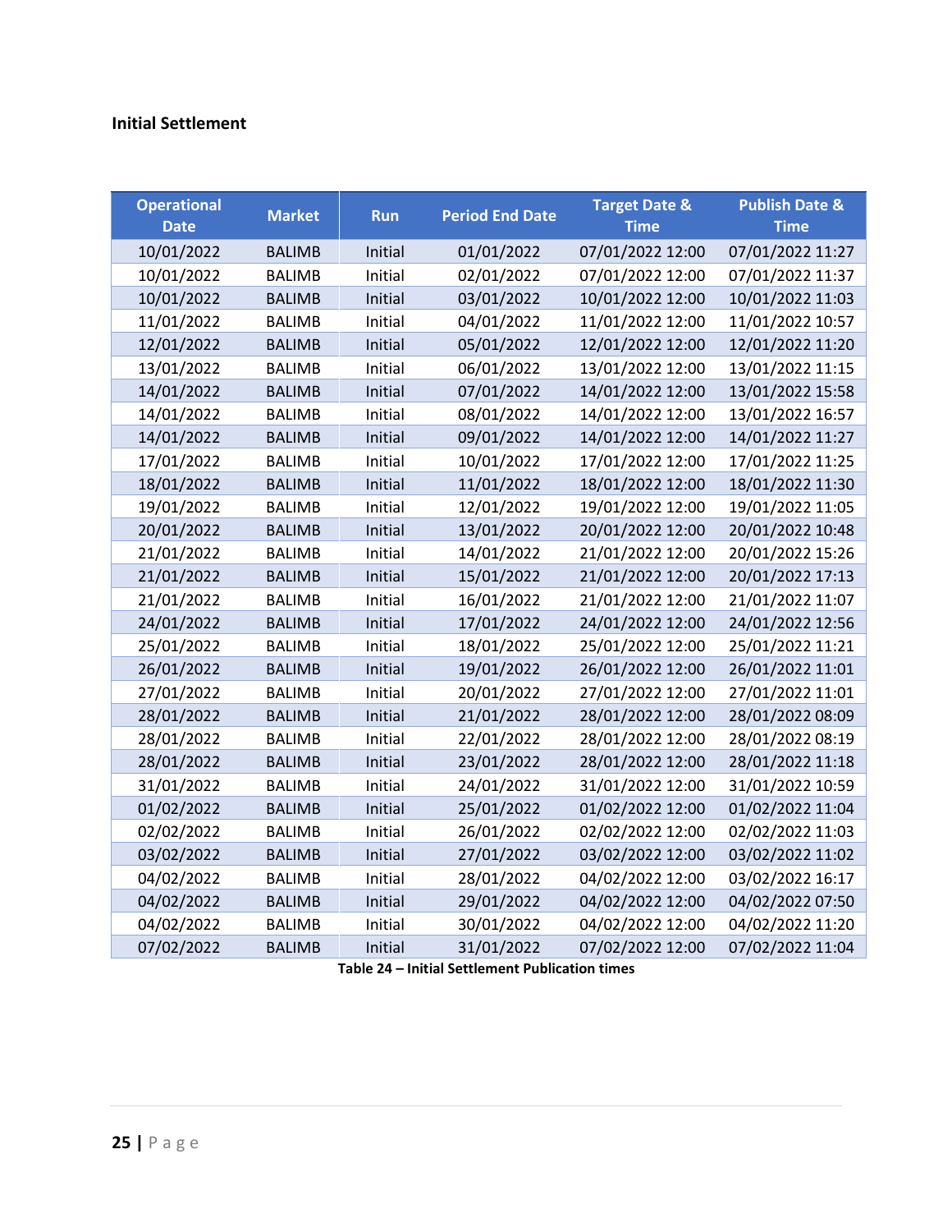**Initial Settlement**

| Operational Date | Market | Run | Period End Date | Target Date & Time | Publish Date & Time |
|---|---|---|---|---|---|
| 10/01/2022 | BALIMB | Initial | 01/01/2022 | 07/01/2022 12:00 | 07/01/2022 11:27 |
| 10/01/2022 | BALIMB | Initial | 02/01/2022 | 07/01/2022 12:00 | 07/01/2022 11:37 |
| 10/01/2022 | BALIMB | Initial | 03/01/2022 | 10/01/2022 12:00 | 10/01/2022 11:03 |
| 11/01/2022 | BALIMB | Initial | 04/01/2022 | 11/01/2022 12:00 | 11/01/2022 10:57 |
| 12/01/2022 | BALIMB | Initial | 05/01/2022 | 12/01/2022 12:00 | 12/01/2022 11:20 |
| 13/01/2022 | BALIMB | Initial | 06/01/2022 | 13/01/2022 12:00 | 13/01/2022 11:15 |
| 14/01/2022 | BALIMB | Initial | 07/01/2022 | 14/01/2022 12:00 | 13/01/2022 15:58 |
| 14/01/2022 | BALIMB | Initial | 08/01/2022 | 14/01/2022 12:00 | 13/01/2022 16:57 |
| 14/01/2022 | BALIMB | Initial | 09/01/2022 | 14/01/2022 12:00 | 14/01/2022 11:27 |
| 17/01/2022 | BALIMB | Initial | 10/01/2022 | 17/01/2022 12:00 | 17/01/2022 11:25 |
| 18/01/2022 | BALIMB | Initial | 11/01/2022 | 18/01/2022 12:00 | 18/01/2022 11:30 |
| 19/01/2022 | BALIMB | Initial | 12/01/2022 | 19/01/2022 12:00 | 19/01/2022 11:05 |
| 20/01/2022 | BALIMB | Initial | 13/01/2022 | 20/01/2022 12:00 | 20/01/2022 10:48 |
| 21/01/2022 | BALIMB | Initial | 14/01/2022 | 21/01/2022 12:00 | 20/01/2022 15:26 |
| 21/01/2022 | BALIMB | Initial | 15/01/2022 | 21/01/2022 12:00 | 20/01/2022 17:13 |
| 21/01/2022 | BALIMB | Initial | 16/01/2022 | 21/01/2022 12:00 | 21/01/2022 11:07 |
| 24/01/2022 | BALIMB | Initial | 17/01/2022 | 24/01/2022 12:00 | 24/01/2022 12:56 |
| 25/01/2022 | BALIMB | Initial | 18/01/2022 | 25/01/2022 12:00 | 25/01/2022 11:21 |
| 26/01/2022 | BALIMB | Initial | 19/01/2022 | 26/01/2022 12:00 | 26/01/2022 11:01 |
| 27/01/2022 | BALIMB | Initial | 20/01/2022 | 27/01/2022 12:00 | 27/01/2022 11:01 |
| 28/01/2022 | BALIMB | Initial | 21/01/2022 | 28/01/2022 12:00 | 28/01/2022 08:09 |
| 28/01/2022 | BALIMB | Initial | 22/01/2022 | 28/01/2022 12:00 | 28/01/2022 08:19 |
| 28/01/2022 | BALIMB | Initial | 23/01/2022 | 28/01/2022 12:00 | 28/01/2022 11:18 |
| 31/01/2022 | BALIMB | Initial | 24/01/2022 | 31/01/2022 12:00 | 31/01/2022 10:59 |
| 01/02/2022 | BALIMB | Initial | 25/01/2022 | 01/02/2022 12:00 | 01/02/2022 11:04 |
| 02/02/2022 | BALIMB | Initial | 26/01/2022 | 02/02/2022 12:00 | 02/02/2022 11:03 |
| 03/02/2022 | BALIMB | Initial | 27/01/2022 | 03/02/2022 12:00 | 03/02/2022 11:02 |
| 04/02/2022 | BALIMB | Initial | 28/01/2022 | 04/02/2022 12:00 | 03/02/2022 16:17 |
| 04/02/2022 | BALIMB | Initial | 29/01/2022 | 04/02/2022 12:00 | 04/02/2022 07:50 |
| 04/02/2022 | BALIMB | Initial | 30/01/2022 | 04/02/2022 12:00 | 04/02/2022 11:20 |
| 07/02/2022 | BALIMB | Initial | 31/01/2022 | 07/02/2022 12:00 | 07/02/2022 11:04 |

**Table 24 – Initial Settlement Publication times**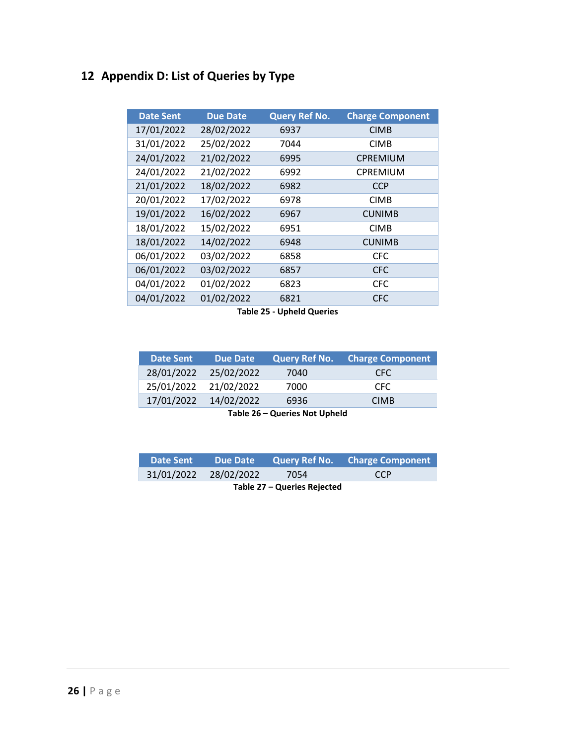# 12 Appendix D: List of Queries by Type

| Date Sent | Due Date | Query Ref No. | Charge Component |
|---|---|---|---|
| 17/01/2022 | 28/02/2022 | 6937 | CIMB |
| 31/01/2022 | 25/02/2022 | 7044 | CIMB |
| 24/01/2022 | 21/02/2022 | 6995 | CPREMIUM |
| 24/01/2022 | 21/02/2022 | 6992 | CPREMIUM |
| 21/01/2022 | 18/02/2022 | 6982 | CCP |
| 20/01/2022 | 17/02/2022 | 6978 | CIMB |
| 19/01/2022 | 16/02/2022 | 6967 | CUNIMB |
| 18/01/2022 | 15/02/2022 | 6951 | CIMB |
| 18/01/2022 | 14/02/2022 | 6948 | CUNIMB |
| 06/01/2022 | 03/02/2022 | 6858 | CFC |
| 06/01/2022 | 03/02/2022 | 6857 | CFC |
| 04/01/2022 | 01/02/2022 | 6823 | CFC |
| 04/01/2022 | 01/02/2022 | 6821 | CFC |

**Table 25 - Upheld Queries**

| Date Sent | Due Date | Query Ref No. | Charge Component |
|---|---|---|---|
| 28/01/2022 | 25/02/2022 | 7040 | CFC |
| 25/01/2022 | 21/02/2022 | 7000 | CFC |
| 17/01/2022 | 14/02/2022 | 6936 | CIMB |

**Table 26 – Queries Not Upheld**

| Date Sent | Due Date | Query Ref No. | Charge Component |
|---|---|---|---|
| 31/01/2022 | 28/02/2022 | 7054 | CCP |

**Table 27 – Queries Rejected**